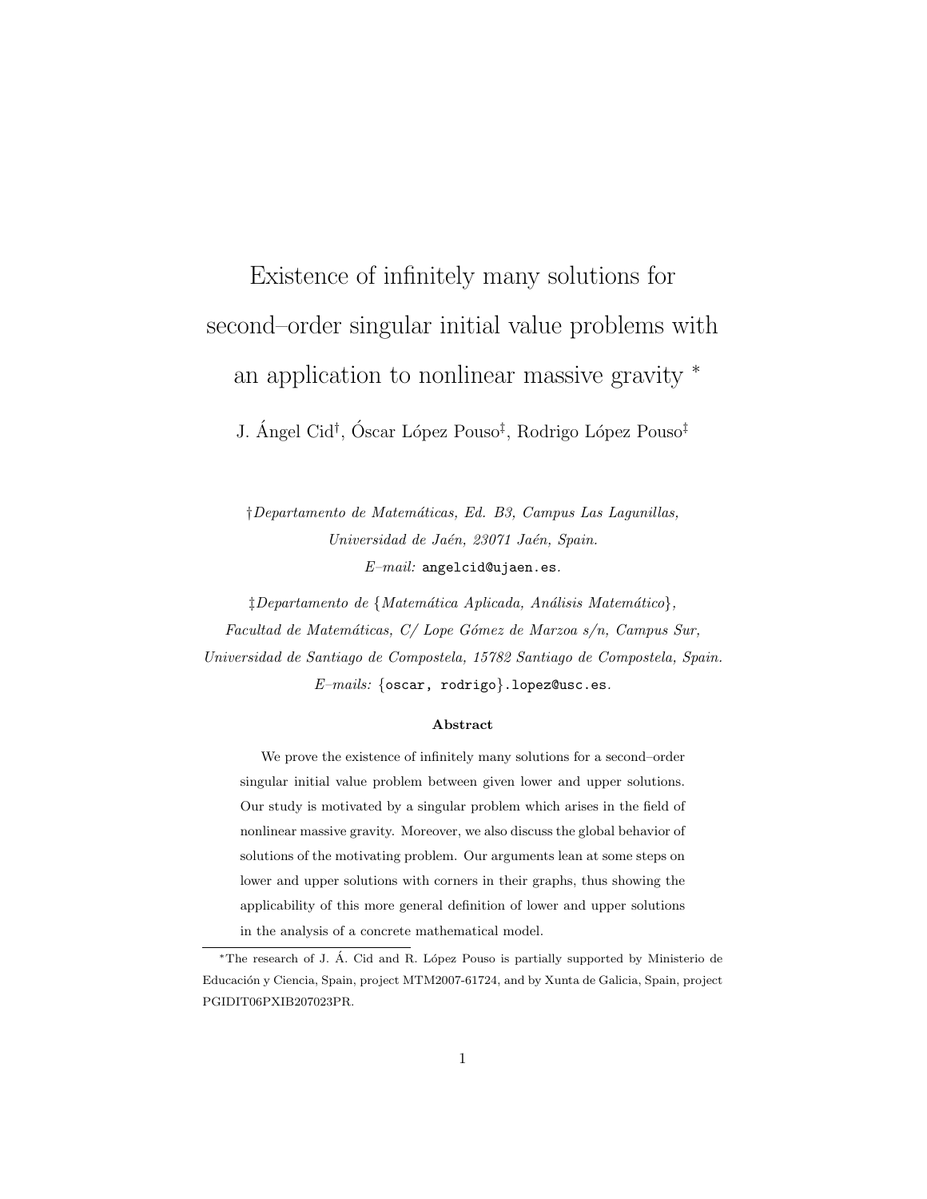# Existence of infinitely many solutions for second–order singular initial value problems with an application to nonlinear massive gravity *

J. Ángel Cid[†], Óscar López Pouso[‡], Rodrigo López Pouso[‡]

†*Departamento de Matemáticas, Ed. B3, Campus Las Lagunillas, Universidad de Jaén, 23071 Jaén, Spain.*
*E–mail:* `angelcid@ujaen.es`.

‡*Departamento de {Matemática Aplicada, Análisis Matemático}, Facultad de Matemáticas, C/ Lope Gómez de Marzoa s/n, Campus Sur, Universidad de Santiago de Compostela, 15782 Santiago de Compostela, Spain.*
*E–mails:* `{oscar, rodrigo}.lopez@usc.es`.

**Abstract**

We prove the existence of infinitely many solutions for a second–order singular initial value problem between given lower and upper solutions. Our study is motivated by a singular problem which arises in the field of nonlinear massive gravity. Moreover, we also discuss the global behavior of solutions of the motivating problem. Our arguments lean at some steps on lower and upper solutions with corners in their graphs, thus showing the applicability of this more general definition of lower and upper solutions in the analysis of a concrete mathematical model.

---

*The research of J. Á. Cid and R. López Pouso is partially supported by Ministerio de Educación y Ciencia, Spain, project MTM2007-61724, and by Xunta de Galicia, Spain, project PGIDIT06PXIB207023PR.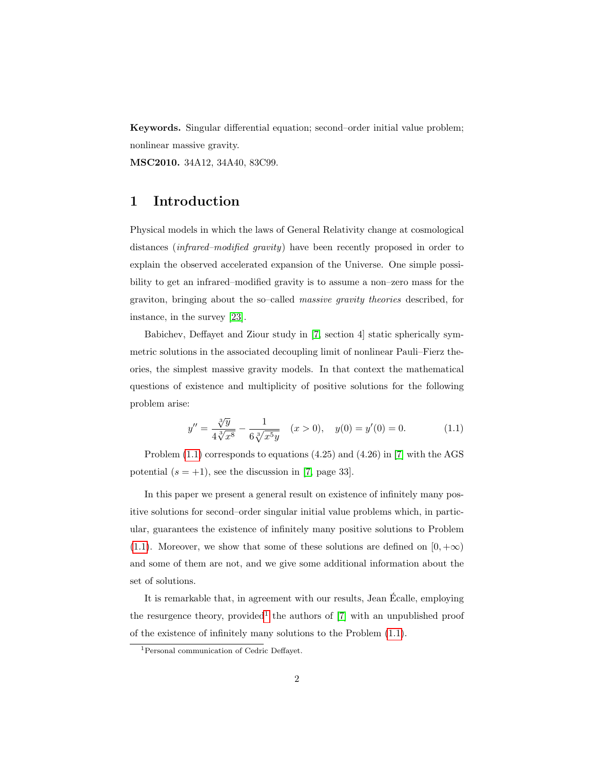**Keywords.** Singular differential equation; second–order initial value problem; nonlinear massive gravity.

**MSC2010.** 34A12, 34A40, 83C99.

# 1 Introduction

Physical models in which the laws of General Relativity change at cosmological distances (*infrared–modified gravity*) have been recently proposed in order to explain the observed accelerated expansion of the Universe. One simple possibility to get an infrared–modified gravity is to assume a non–zero mass for the graviton, bringing about the so–called *massive gravity theories* described, for instance, in the survey [23].

Babichev, Deffayet and Ziour study in [7, section 4] static spherically symmetric solutions in the associated decoupling limit of nonlinear Pauli–Fierz theories, the simplest massive gravity models. In that context the mathematical questions of existence and multiplicity of positive solutions for the following problem arise:

$$y'' = \frac{\sqrt[3]{y}}{4\sqrt[3]{x^8}} - \frac{1}{6\sqrt[3]{x^5 y}} \quad (x > 0), \quad y(0) = y'(0) = 0. \tag{1.1}$$

Problem (1.1) corresponds to equations (4.25) and (4.26) in [7] with the AGS potential ($s = +1$), see the discussion in [7, page 33].

In this paper we present a general result on existence of infinitely many positive solutions for second–order singular initial value problems which, in particular, guarantees the existence of infinitely many positive solutions to Problem (1.1). Moreover, we show that some of these solutions are defined on $[0, +\infty)$ and some of them are not, and we give some additional information about the set of solutions.

It is remarkable that, in agreement with our results, Jean Écalle, employing the resurgence theory, provided[1] the authors of [7] with an unpublished proof of the existence of infinitely many solutions to the Problem (1.1).

[1] Personal communication of Cedric Deffayet.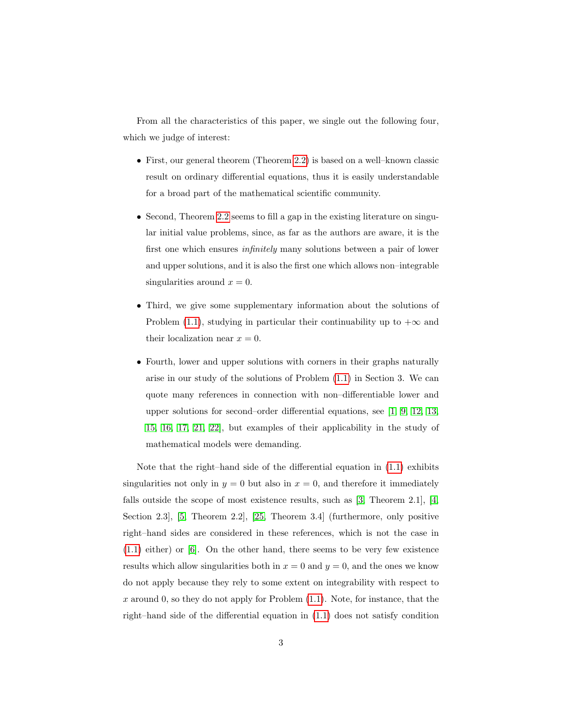From all the characteristics of this paper, we single out the following four, which we judge of interest:

- First, our general theorem (Theorem 2.2) is based on a well–known classic result on ordinary differential equations, thus it is easily understandable for a broad part of the mathematical scientific community.
- Second, Theorem 2.2 seems to fill a gap in the existing literature on singular initial value problems, since, as far as the authors are aware, it is the first one which ensures *infinitely* many solutions between a pair of lower and upper solutions, and it is also the first one which allows non–integrable singularities around $x = 0$.
- Third, we give some supplementary information about the solutions of Problem (1.1), studying in particular their continuability up to $+\infty$ and their localization near $x = 0$.
- Fourth, lower and upper solutions with corners in their graphs naturally arise in our study of the solutions of Problem (1.1) in Section 3. We can quote many references in connection with non–differentiable lower and upper solutions for second–order differential equations, see [1, 9, 12, 13, 15, 16, 17, 21, 22], but examples of their applicability in the study of mathematical models were demanding.

Note that the right–hand side of the differential equation in (1.1) exhibits singularities not only in $y = 0$ but also in $x = 0$, and therefore it immediately falls outside the scope of most existence results, such as [3, Theorem 2.1], [4, Section 2.3], [5, Theorem 2.2], [25, Theorem 3.4] (furthermore, only positive right–hand sides are considered in these references, which is not the case in (1.1) either) or [6]. On the other hand, there seems to be very few existence results which allow singularities both in $x = 0$ and $y = 0$, and the ones we know do not apply because they rely to some extent on integrability with respect to $x$ around 0, so they do not apply for Problem (1.1). Note, for instance, that the right–hand side of the differential equation in (1.1) does not satisfy condition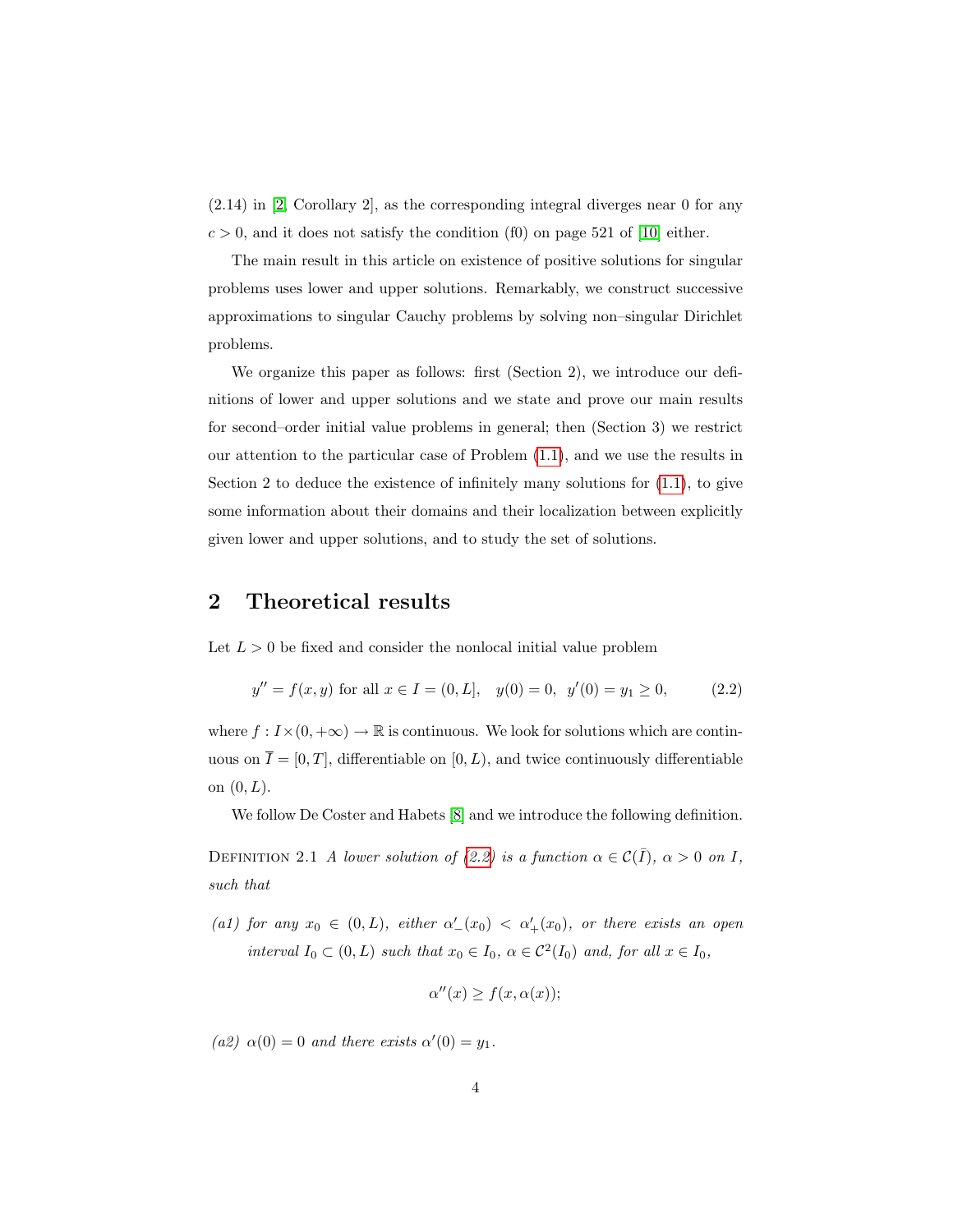(2.14) in [2, Corollary 2], as the corresponding integral diverges near 0 for any $c > 0$, and it does not satisfy the condition (f0) on page 521 of [10] either.

The main result in this article on existence of positive solutions for singular problems uses lower and upper solutions. Remarkably, we construct successive approximations to singular Cauchy problems by solving non–singular Dirichlet problems.

We organize this paper as follows: first (Section 2), we introduce our definitions of lower and upper solutions and we state and prove our main results for second–order initial value problems in general; then (Section 3) we restrict our attention to the particular case of Problem (1.1), and we use the results in Section 2 to deduce the existence of infinitely many solutions for (1.1), to give some information about their domains and their localization between explicitly given lower and upper solutions, and to study the set of solutions.

## 2 Theoretical results

Let $L > 0$ be fixed and consider the nonlocal initial value problem

$$y'' = f(x, y) \text{ for all } x \in I = (0, L], \quad y(0) = 0, \;\; y'(0) = y_1 \geq 0, \tag{2.2}$$

where $f : I \times (0, +\infty) \to \mathbb{R}$ is continuous. We look for solutions which are continuous on $\overline{I} = [0, T]$, differentiable on $[0, L)$, and twice continuously differentiable on $(0, L)$.

We follow De Coster and Habets [8] and we introduce the following definition.

Definition 2.1 *A lower solution of (2.2) is a function $\alpha \in \mathcal{C}(\bar{I})$, $\alpha > 0$ on $I$, such that*

*(a1) for any $x_0 \in (0, L)$, either $\alpha'_-(x_0) < \alpha'_+(x_0)$, or there exists an open interval $I_0 \subset (0, L)$ such that $x_0 \in I_0$, $\alpha \in \mathcal{C}^2(I_0)$ and, for all $x \in I_0$,*

$$\alpha''(x) \geq f(x, \alpha(x));$$

*(a2) $\alpha(0) = 0$ and there exists $\alpha'(0) = y_1$.*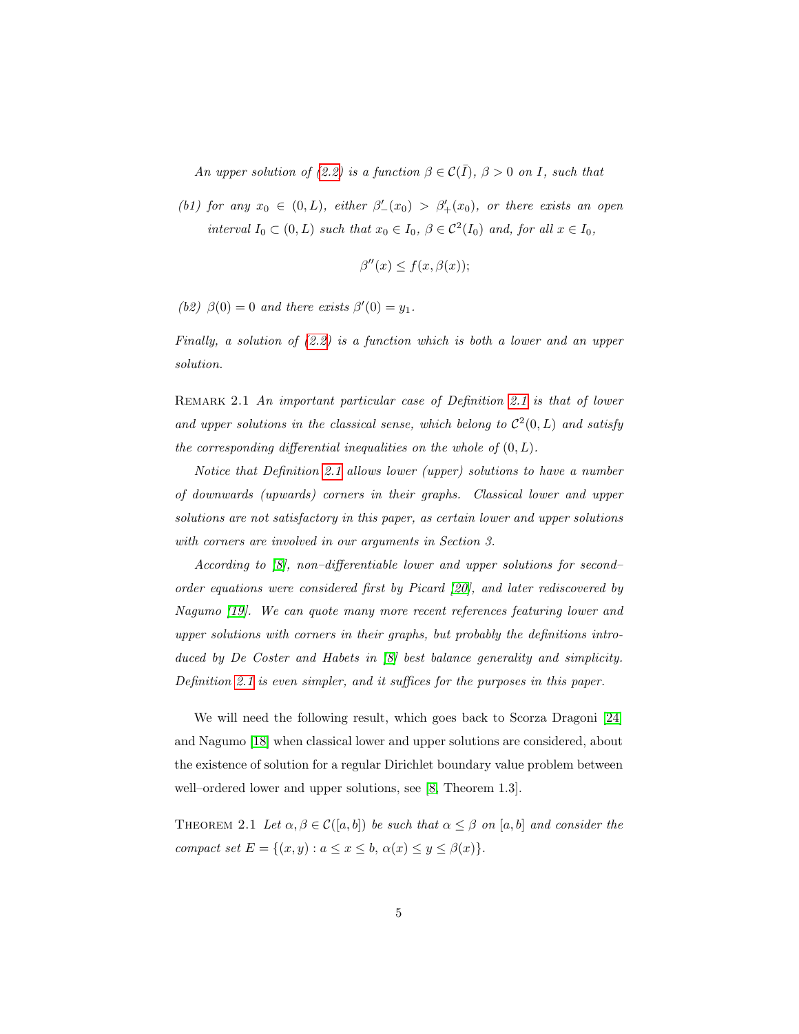*An upper solution of (2.2) is a function $\beta \in \mathcal{C}(\bar{I})$, $\beta > 0$ on $I$, such that*

*(b1) for any $x_0 \in (0, L)$, either $\beta'_-(x_0) > \beta'_+(x_0)$, or there exists an open interval $I_0 \subset (0, L)$ such that $x_0 \in I_0$, $\beta \in \mathcal{C}^2(I_0)$ and, for all $x \in I_0$,*

$$\beta''(x) \leq f(x, \beta(x));$$

*(b2) $\beta(0) = 0$ and there exists $\beta'(0) = y_1$.*

*Finally, a solution of (2.2) is a function which is both a lower and an upper solution.*

Remark 2.1 *An important particular case of Definition 2.1 is that of lower and upper solutions in the classical sense, which belong to $\mathcal{C}^2(0, L)$ and satisfy the corresponding differential inequalities on the whole of $(0, L)$.*

*Notice that Definition 2.1 allows lower (upper) solutions to have a number of downwards (upwards) corners in their graphs. Classical lower and upper solutions are not satisfactory in this paper, as certain lower and upper solutions with corners are involved in our arguments in Section 3.*

*According to [8], non–differentiable lower and upper solutions for second–order equations were considered first by Picard [20], and later rediscovered by Nagumo [19]. We can quote many more recent references featuring lower and upper solutions with corners in their graphs, but probably the definitions introduced by De Coster and Habets in [8] best balance generality and simplicity. Definition 2.1 is even simpler, and it suffices for the purposes in this paper.*

We will need the following result, which goes back to Scorza Dragoni [24] and Nagumo [18] when classical lower and upper solutions are considered, about the existence of solution for a regular Dirichlet boundary value problem between well–ordered lower and upper solutions, see [8, Theorem 1.3].

Theorem 2.1 *Let $\alpha, \beta \in \mathcal{C}([a, b])$ be such that $\alpha \leq \beta$ on $[a, b]$ and consider the compact set $E = \{(x, y) : a \leq x \leq b,\ \alpha(x) \leq y \leq \beta(x)\}$.*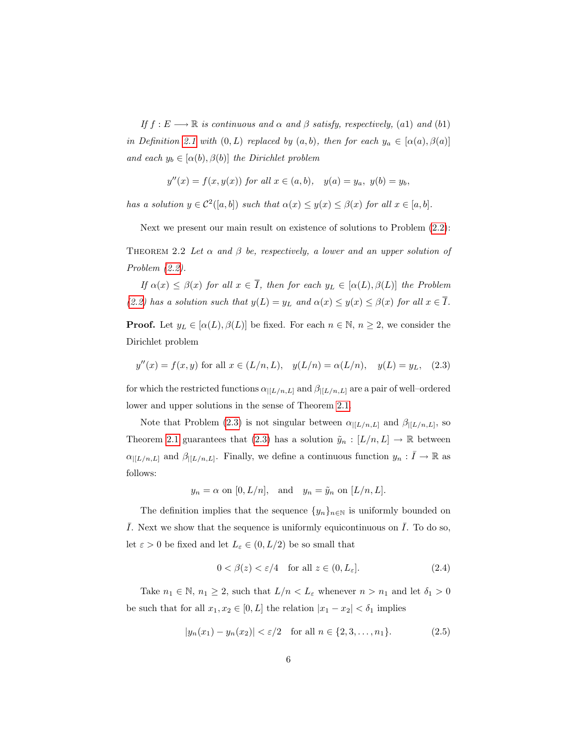*If $f : E \longrightarrow \mathbb{R}$ is continuous and $\alpha$ and $\beta$ satisfy, respectively, (a1) and (b1) in Definition 2.1 with $(0, L)$ replaced by $(a, b)$, then for each $y_a \in [\alpha(a), \beta(a)]$ and each $y_b \in [\alpha(b), \beta(b)]$ the Dirichlet problem*

$$y''(x) = f(x, y(x)) \text{ for all } x \in (a, b), \quad y(a) = y_a, \; y(b) = y_b,$$

*has a solution $y \in \mathcal{C}^2([a, b])$ such that $\alpha(x) \le y(x) \le \beta(x)$ for all $x \in [a, b]$.*

Next we present our main result on existence of solutions to Problem (2.2):

Theorem 2.2 *Let $\alpha$ and $\beta$ be, respectively, a lower and an upper solution of Problem (2.2).*

*If $\alpha(x) \le \beta(x)$ for all $x \in \overline{I}$, then for each $y_L \in [\alpha(L), \beta(L)]$ the Problem (2.2) has a solution such that $y(L) = y_L$ and $\alpha(x) \le y(x) \le \beta(x)$ for $x \in \overline{I}$.*

**Proof.** Let $y_L \in [\alpha(L), \beta(L)]$ be fixed. For each $n \in \mathbb{N}$, $n \ge 2$, we consider the Dirichlet problem

$$y''(x) = f(x, y) \text{ for all } x \in (L/n, L), \quad y(L/n) = \alpha(L/n), \quad y(L) = y_L, \tag{2.3}$$

for which the restricted functions $\alpha_{|[L/n,L]}$ and $\beta_{|[L/n,L]}$ are a pair of well–ordered lower and upper solutions in the sense of Theorem 2.1.

Note that Problem (2.3) is not singular between $\alpha_{|[L/n,L]}$ and $\beta_{|[L/n,L]}$, so Theorem 2.1 guarantees that (2.3) has a solution $\tilde{y}_n : [L/n, L] \to \mathbb{R}$ between $\alpha_{|[L/n,L]}$ and $\beta_{|[L/n,L]}$. Finally, we define a continuous function $y_n : \bar{I} \to \mathbb{R}$ as follows:

$$y_n = \alpha \text{ on } [0, L/n], \quad \text{and} \quad y_n = \tilde{y}_n \text{ on } [L/n, L].$$

The definition implies that the sequence $\{y_n\}_{n\in\mathbb{N}}$ is uniformly bounded on $\bar{I}$. Next we show that the sequence is uniformly equicontinuous on $\bar{I}$. To do so, let $\varepsilon > 0$ be fixed and let $L_\varepsilon \in (0, L/2)$ be so small that

$$0 < \beta(z) < \varepsilon/4 \quad \text{for all } z \in (0, L_\varepsilon]. \tag{2.4}$$

Take $n_1 \in \mathbb{N}$, $n_1 \ge 2$, such that $L/n < L_\varepsilon$ whenever $n > n_1$ and let $\delta_1 > 0$ be such that for all $x_1, x_2 \in [0, L]$ the relation $|x_1 - x_2| < \delta_1$ implies

$$|y_n(x_1) - y_n(x_2)| < \varepsilon/2 \quad \text{for all } n \in \{2, 3, \ldots, n_1\}. \tag{2.5}$$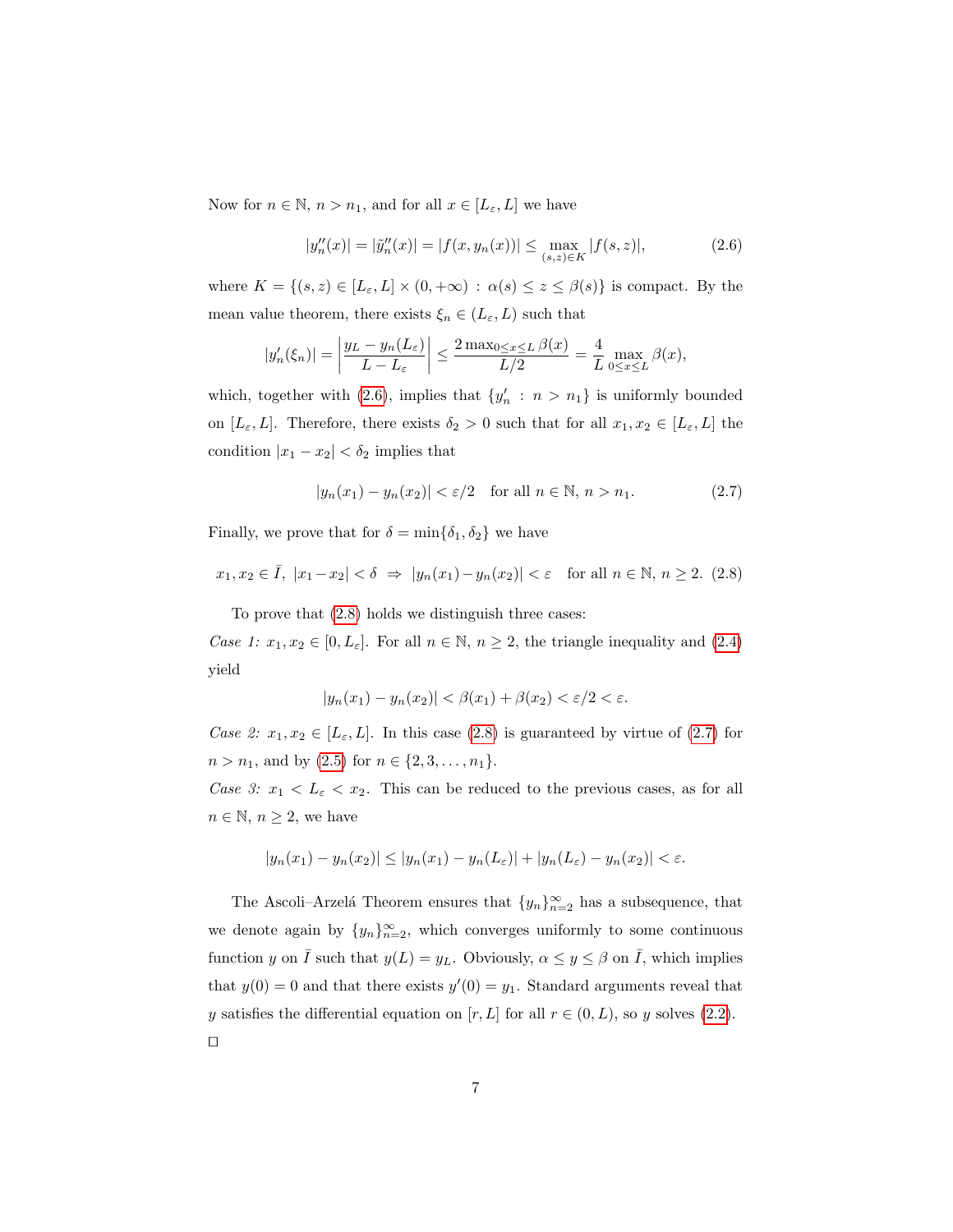Now for $n \in \mathbb{N}$, $n > n_1$, and for all $x \in [L_\varepsilon, L]$ we have

$$|y_n''(x)| = |\tilde{y}_n''(x)| = |f(x, y_n(x))| \leq \max_{(s,z)\in K} |f(s,z)|, \tag{2.6}$$

where $K = \{(s,z) \in [L_\varepsilon, L] \times (0, +\infty) : \alpha(s) \leq z \leq \beta(s)\}$ is compact. By the mean value theorem, there exists $\xi_n \in (L_\varepsilon, L)$ such that

$$|y_n'(\xi_n)| = \left| \frac{y_L - y_n(L_\varepsilon)}{L - L_\varepsilon} \right| \leq \frac{2 \max_{0 \leq x \leq L} \beta(x)}{L/2} = \frac{4}{L} \max_{0 \leq x \leq L} \beta(x),$$

which, together with (2.6), implies that $\{y_n' : n > n_1\}$ is uniformly bounded on $[L_\varepsilon, L]$. Therefore, there exists $\delta_2 > 0$ such that for all $x_1, x_2 \in [L_\varepsilon, L]$ the condition $|x_1 - x_2| < \delta_2$ implies that

$$|y_n(x_1) - y_n(x_2)| < \varepsilon/2 \quad \text{for all } n \in \mathbb{N},\ n > n_1. \tag{2.7}$$

Finally, we prove that for $\delta = \min\{\delta_1, \delta_2\}$ we have

$$x_1, x_2 \in \bar{I},\ |x_1 - x_2| < \delta \ \Rightarrow\ |y_n(x_1) - y_n(x_2)| < \varepsilon \quad \text{for all } n \in \mathbb{N},\ n \geq 2. \tag{2.8}$$

To prove that (2.8) holds we distinguish three cases:

*Case 1:* $x_1, x_2 \in [0, L_\varepsilon]$. For all $n \in \mathbb{N}$, $n \geq 2$, the triangle inequality and (2.4) yield

$$|y_n(x_1) - y_n(x_2)| < \beta(x_1) + \beta(x_2) < \varepsilon/2 < \varepsilon.$$

*Case 2:* $x_1, x_2 \in [L_\varepsilon, L]$. In this case (2.8) is guaranteed by virtue of (2.7) for $n > n_1$, and by (2.5) for $n \in \{2, 3, \ldots, n_1\}$.

*Case 3:* $x_1 < L_\varepsilon < x_2$. This can be reduced to the previous cases, as for all $n \in \mathbb{N}$, $n \geq 2$, we have

$$|y_n(x_1) - y_n(x_2)| \leq |y_n(x_1) - y_n(L_\varepsilon)| + |y_n(L_\varepsilon) - y_n(x_2)| < \varepsilon.$$

The Ascoli–Arzelá Theorem ensures that $\{y_n\}_{n=2}^\infty$ has a subsequence, that we denote again by $\{y_n\}_{n=2}^\infty$, which converges uniformly to some continuous function $y$ on $\bar{I}$ such that $y(L) = y_L$. Obviously, $\alpha \leq y \leq \beta$ on $\bar{I}$, which implies that $y(0) = 0$ and that there exists $y'(0) = y_1$. Standard arguments reveal that $y$ satisfies the differential equation on $[r, L]$ for all $r \in (0, L)$, so $y$ solves (2.2).

□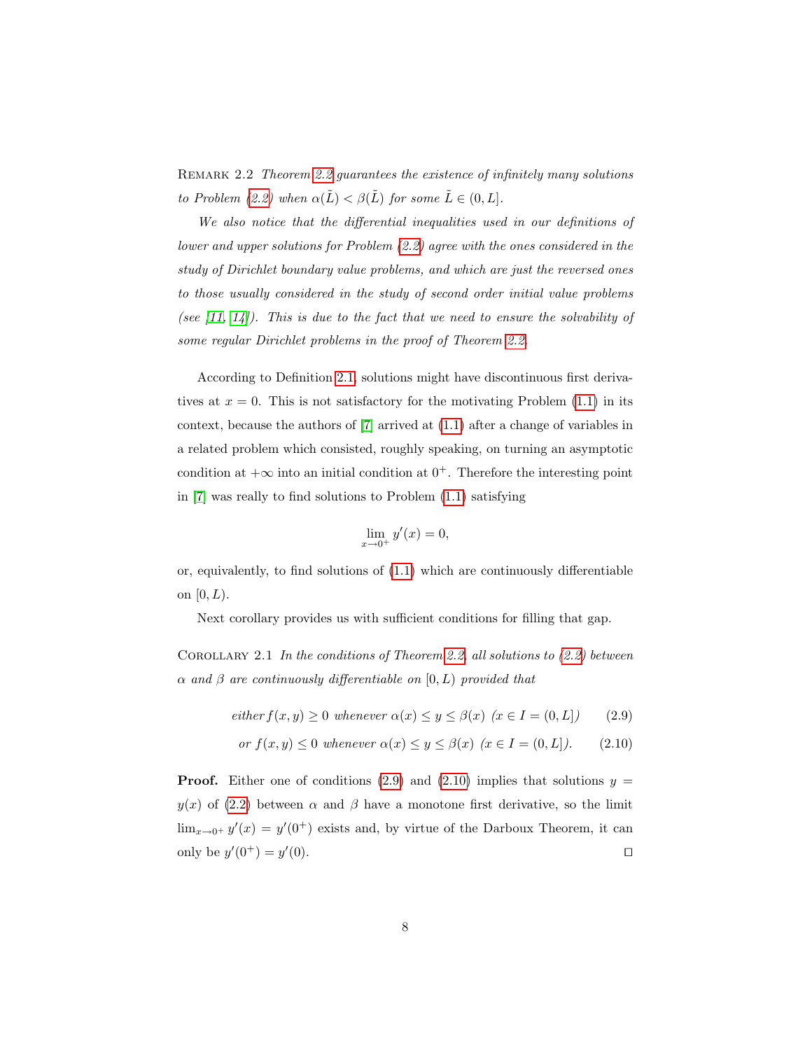Remark 2.2 *Theorem 2.2 guarantees the existence of infinitely many solutions to Problem (2.2) when $\alpha(\tilde{L}) < \beta(\tilde{L})$ for some $\tilde{L} \in (0, L]$.*

*We also notice that the differential inequalities used in our definitions of lower and upper solutions for Problem (2.2) agree with the ones considered in the study of Dirichlet boundary value problems, and which are just the reversed ones to those usually considered in the study of second order initial value problems (see [11, 14]). This is due to the fact that we need to ensure the solvability of some regular Dirichlet problems in the proof of Theorem 2.2.*

According to Definition 2.1, solutions might have discontinuous first derivatives at $x = 0$. This is not satisfactory for the motivating Problem (1.1) in its context, because the authors of [7] arrived at (1.1) after a change of variables in a related problem which consisted, roughly speaking, on turning an asymptotic condition at $+\infty$ into an initial condition at $0^+$. Therefore the interesting point in [7] was really to find solutions to Problem (1.1) satisfying

$$\lim_{x \to 0^+} y'(x) = 0,$$

or, equivalently, to find solutions of (1.1) which are continuously differentiable on $[0, L)$.

Next corollary provides us with sufficient conditions for filling that gap.

Corollary 2.1 *In the conditions of Theorem 2.2, all solutions to (2.2) between $\alpha$ and $\beta$ are continuously differentiable on $[0, L)$ provided that*

$$\text{either } f(x, y) \geq 0 \text{ whenever } \alpha(x) \leq y \leq \beta(x) \;\; (x \in I = (0, L]) \tag{2.9}$$

$$\text{or } f(x, y) \leq 0 \text{ whenever } \alpha(x) \leq y \leq \beta(x) \;\; (x \in I = (0, L]). \tag{2.10}$$

**Proof.** Either one of conditions (2.9) and (2.10) implies that solutions $y = y(x)$ of (2.2) between $\alpha$ and $\beta$ have a monotone first derivative, so the limit $\lim_{x \to 0^+} y'(x) = y'(0^+)$ exists and, by virtue of the Darboux Theorem, it can only be $y'(0^+) = y'(0)$. ◻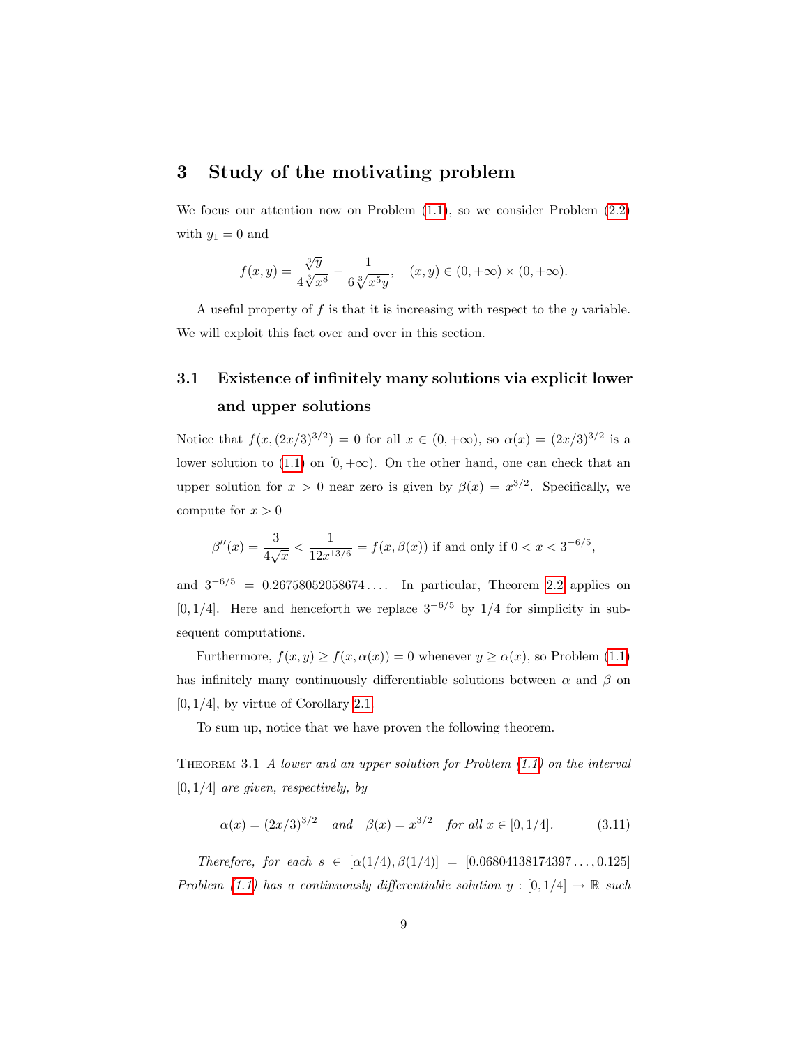# 3 Study of the motivating problem

We focus our attention now on Problem (1.1), so we consider Problem (2.2) with $y_1 = 0$ and

$$f(x,y) = \frac{\sqrt[3]{y}}{4\sqrt[3]{x^8}} - \frac{1}{6\sqrt[3]{x^5 y}}, \quad (x,y) \in (0,+\infty) \times (0,+\infty).$$

A useful property of $f$ is that it is increasing with respect to the $y$ variable. We will exploit this fact over and over in this section.

## 3.1 Existence of infinitely many solutions via explicit lower and upper solutions

Notice that $f(x,(2x/3)^{3/2}) = 0$ for all $x \in (0,+\infty)$, so $\alpha(x) = (2x/3)^{3/2}$ is a lower solution to (1.1) on $[0,+\infty)$. On the other hand, one can check that an upper solution for $x > 0$ near zero is given by $\beta(x) = x^{3/2}$. Specifically, we compute for $x > 0$

$$\beta''(x) = \frac{3}{4\sqrt{x}} < \frac{1}{12x^{13/6}} = f(x,\beta(x)) \text{ if and only if } 0 < x < 3^{-6/5},$$

and $3^{-6/5} = 0.26758052058674\ldots$. In particular, Theorem 2.2 applies on $[0,1/4]$. Here and henceforth we replace $3^{-6/5}$ by $1/4$ for simplicity in subsequent computations.

Furthermore, $f(x,y) \geq f(x,\alpha(x)) = 0$ whenever $y \geq \alpha(x)$, so Problem (1.1) has infinitely many continuously differentiable solutions between $\alpha$ and $\beta$ on $[0,1/4]$, by virtue of Corollary 2.1.

To sum up, notice that we have proven the following theorem.

Theorem 3.1 *A lower and an upper solution for Problem (1.1) on the interval $[0,1/4]$ are given, respectively, by*

$$\alpha(x) = (2x/3)^{3/2} \quad \text{and} \quad \beta(x) = x^{3/2} \quad \text{for all } x \in [0,1/4]. \tag{3.11}$$

*Therefore, for each $s \in [\alpha(1/4),\beta(1/4)] = [0.06804138174397\ldots, 0.125]$ Problem (1.1) has a continuously differentiable solution $y : [0,1/4] \to \mathbb{R}$ such*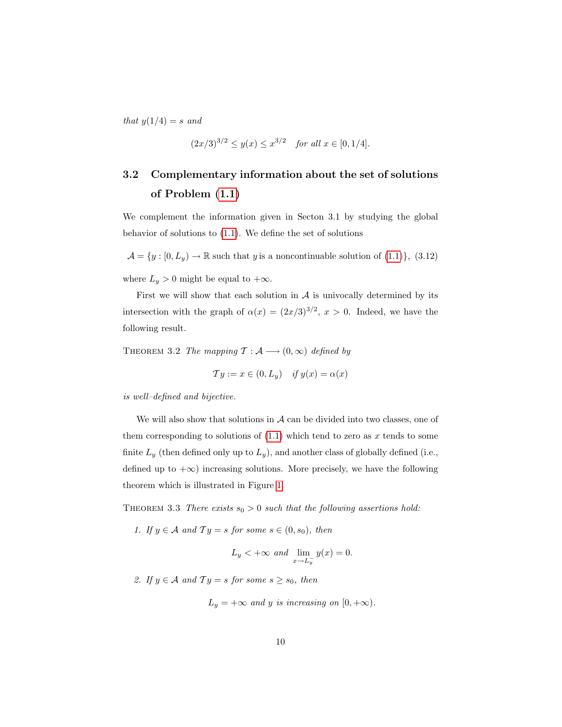*that* $y(1/4) = s$ *and*

$$(2x/3)^{3/2} \leq y(x) \leq x^{3/2} \quad \textit{for all } x \in [0, 1/4].$$

### 3.2 Complementary information about the set of solutions of Problem (1.1)

We complement the information given in Secton 3.1 by studying the global behavior of solutions to (1.1). We define the set of solutions

$$\mathcal{A} = \{y : [0, L_y) \to \mathbb{R} \text{ such that } y \text{ is a noncontinuable solution of (1.1)}\}, \quad (3.12)$$

where $L_y > 0$ might be equal to $+\infty$.

First we will show that each solution in $\mathcal{A}$ is univocally determined by its intersection with the graph of $\alpha(x) = (2x/3)^{3/2}$, $x > 0$. Indeed, we have the following result.

THEOREM 3.2 *The mapping* $\mathcal{T} : \mathcal{A} \longrightarrow (0, \infty)$ *defined by*

$$\mathcal{T} y := x \in (0, L_y) \quad \textit{if } y(x) = \alpha(x)$$

*is well–defined and bijective.*

We will also show that solutions in $\mathcal{A}$ can be divided into two classes, one of them corresponding to solutions of (1.1) which tend to zero as $x$ tends to some finite $L_y$ (then defined only up to $L_y$), and another class of globally defined (i.e., defined up to $+\infty$) increasing solutions. More precisely, we have the following theorem which is illustrated in Figure 1.

THEOREM 3.3 *There exists* $s_0 > 0$ *such that the following assertions hold:*

1. *If* $y \in \mathcal{A}$ *and* $\mathcal{T} y = s$ *for some* $s \in (0, s_0)$*, then*

$$L_y < +\infty \textit{ and } \lim_{x \to L_y^-} y(x) = 0.$$

2. *If* $y \in \mathcal{A}$ *and* $\mathcal{T} y = s$ *for some* $s \geq s_0$*, then*

$$L_y = +\infty \textit{ and } y \textit{ is increasing on } [0, +\infty).$$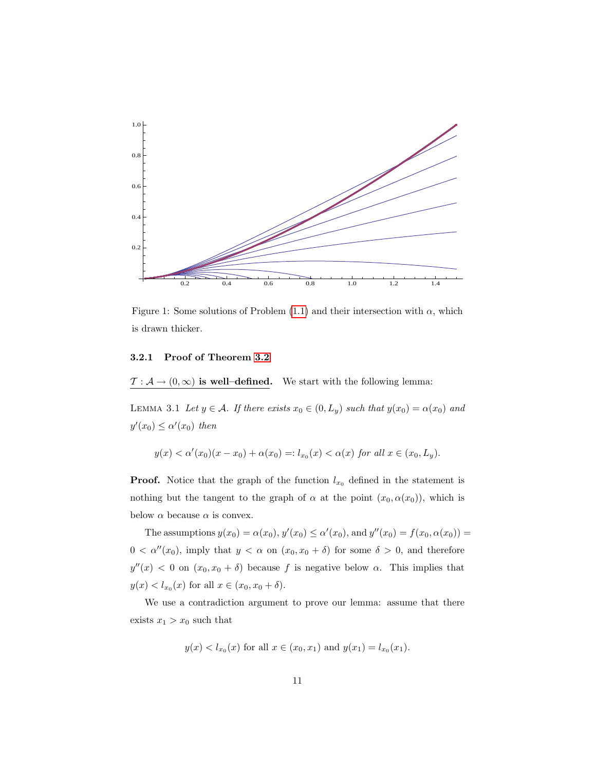Figure 1: Some solutions of Problem (1.1) and their intersection with $\alpha$, which is drawn thicker.

### 3.2.1 Proof of Theorem 3.2

**$\mathcal{T} : \mathcal{A} \to (0, \infty)$ is well–defined.** We start with the following lemma:

LEMMA 3.1 *Let $y \in \mathcal{A}$. If there exists $x_0 \in (0, L_y)$ such that $y(x_0) = \alpha(x_0)$ and $y'(x_0) \le \alpha'(x_0)$ then*

$$y(x) < \alpha'(x_0)(x - x_0) + \alpha(x_0) =: l_{x_0}(x) < \alpha(x) \text{ for all } x \in (x_0, L_y).$$

**Proof.** Notice that the graph of the function $l_{x_0}$ defined in the statement is nothing but the tangent to the graph of $\alpha$ at the point $(x_0, \alpha(x_0))$, which is below $\alpha$ because $\alpha$ is convex.

The assumptions $y(x_0) = \alpha(x_0)$, $y'(x_0) \le \alpha'(x_0)$, and $y''(x_0) = f(x_0, \alpha(x_0)) = 0 < \alpha''(x_0)$, imply that $y < \alpha$ on $(x_0, x_0 + \delta)$ for some $\delta > 0$, and therefore $y''(x) < 0$ on $(x_0, x_0 + \delta)$ because $f$ is negative below $\alpha$. This implies that $y(x) < l_{x_0}(x)$ for all $x \in (x_0, x_0 + \delta)$.

We use a contradiction argument to prove our lemma: assume that there exists $x_1 > x_0$ such that

$$y(x) < l_{x_0}(x) \text{ for all } x \in (x_0, x_1) \text{ and } y(x_1) = l_{x_0}(x_1).$$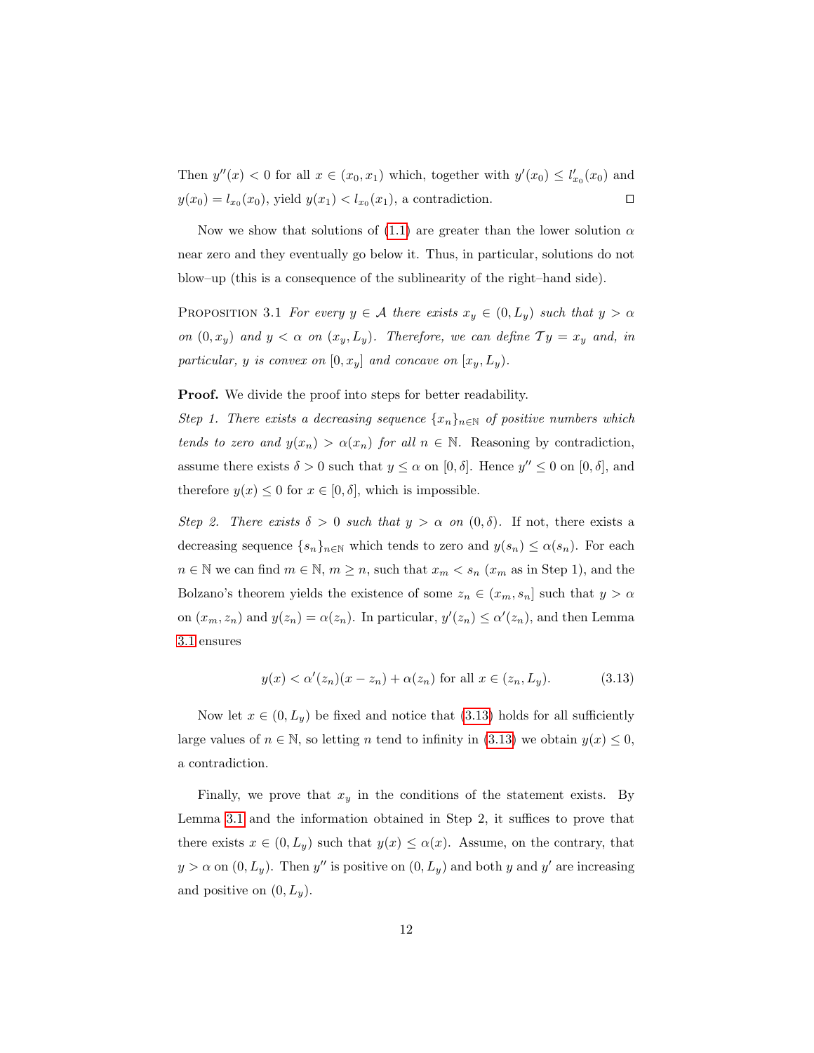Then $y''(x) < 0$ for all $x \in (x_0, x_1)$ which, together with $y'(x_0) \le l'_{x_0}(x_0)$ and $y(x_0) = l_{x_0}(x_0)$, yield $y(x_1) < l_{x_0}(x_1)$, a contradiction. $\square$

Now we show that solutions of (1.1) are greater than the lower solution $\alpha$ near zero and they eventually go below it. Thus, in particular, solutions do not blow–up (this is a consequence of the sublinearity of the right–hand side).

Proposition 3.1 *For every $y \in \mathcal{A}$ there exists $x_y \in (0, L_y)$ such that $y > \alpha$ on $(0, x_y)$ and $y < \alpha$ on $(x_y, L_y)$. Therefore, we can define $\mathcal{T}y = x_y$ and, in particular, $y$ is convex on $[0, x_y]$ and concave on $[x_y, L_y)$.*

**Proof.** We divide the proof into steps for better readability.

*Step 1. There exists a decreasing sequence $\{x_n\}_{n\in\mathbb{N}}$ of positive numbers which tends to zero and $y(x_n) > \alpha(x_n)$ for all $n \in \mathbb{N}$.* Reasoning by contradiction, assume there exists $\delta > 0$ such that $y \le \alpha$ on $[0, \delta]$. Hence $y'' \le 0$ on $[0, \delta]$, and therefore $y(x) \le 0$ for $x \in [0, \delta]$, which is impossible.

*Step 2. There exists $\delta > 0$ such that $y > \alpha$ on $(0, \delta)$.* If not, there exists a decreasing sequence $\{s_n\}_{n\in\mathbb{N}}$ which tends to zero and $y(s_n) \le \alpha(s_n)$. For each $n \in \mathbb{N}$ we can find $m \in \mathbb{N}$, $m \ge n$, such that $x_m < s_n$ ($x_m$ as in Step 1), and the Bolzano's theorem yields the existence of some $z_n \in (x_m, s_n]$ such that $y > \alpha$ on $(x_m, z_n)$ and $y(z_n) = \alpha(z_n)$. In particular, $y'(z_n) \le \alpha'(z_n)$, and then Lemma 3.1 ensures

$$y(x) < \alpha'(z_n)(x - z_n) + \alpha(z_n) \text{ for all } x \in (z_n, L_y). \tag{3.13}$$

Now let $x \in (0, L_y)$ be fixed and notice that (3.13) holds for all sufficiently large values of $n \in \mathbb{N}$, so letting $n$ tend to infinity in (3.13) we obtain $y(x) \le 0$, a contradiction.

Finally, we prove that $x_y$ in the conditions of the statement exists. By Lemma 3.1 and the information obtained in Step 2, it suffices to prove that there exists $x \in (0, L_y)$ such that $y(x) \le \alpha(x)$. Assume, on the contrary, that $y > \alpha$ on $(0, L_y)$. Then $y''$ is positive on $(0, L_y)$ and both $y$ and $y'$ are increasing and positive on $(0, L_y)$.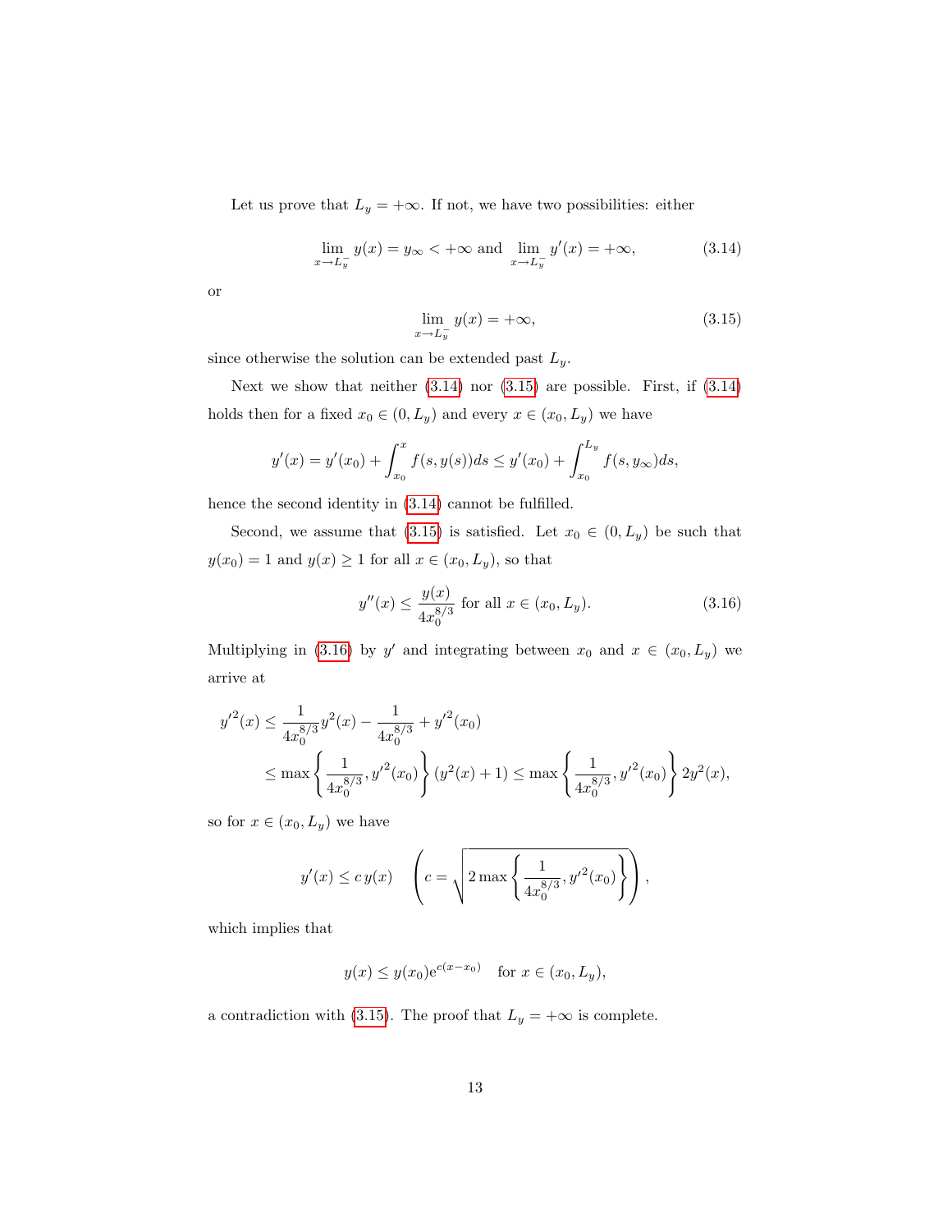Let us prove that $L_y = +\infty$. If not, we have two possibilities: either

$$\lim_{x \to L_y^-} y(x) = y_\infty < +\infty \text{ and } \lim_{x \to L_y^-} y'(x) = +\infty, \tag{3.14}$$

or

$$\lim_{x \to L_y^-} y(x) = +\infty, \tag{3.15}$$

since otherwise the solution can be extended past $L_y$.

Next we show that neither (3.14) nor (3.15) are possible. First, if (3.14) holds then for a fixed $x_0 \in (0, L_y)$ and every $x \in (x_0, L_y)$ we have

$$y'(x) = y'(x_0) + \int_{x_0}^{x} f(s, y(s))ds \leq y'(x_0) + \int_{x_0}^{L_y} f(s, y_\infty)ds,$$

hence the second identity in (3.14) cannot be fulfilled.

Second, we assume that (3.15) is satisfied. Let $x_0 \in (0, L_y)$ be such that $y(x_0) = 1$ and $y(x) \geq 1$ for all $x \in (x_0, L_y)$, so that

$$y''(x) \leq \frac{y(x)}{4x_0^{8/3}} \text{ for all } x \in (x_0, L_y). \tag{3.16}$$

Multiplying in (3.16) by $y'$ and integrating between $x_0$ and $x \in (x_0, L_y)$ we arrive at

$$\begin{aligned}
{y'}^2(x) &\leq \frac{1}{4x_0^{8/3}} y^2(x) - \frac{1}{4x_0^{8/3}} + {y'}^2(x_0) \\
&\leq \max\left\{ \frac{1}{4x_0^{8/3}}, {y'}^2(x_0) \right\} (y^2(x) + 1) \leq \max\left\{ \frac{1}{4x_0^{8/3}}, {y'}^2(x_0) \right\} 2y^2(x),
\end{aligned}$$

so for $x \in (x_0, L_y)$ we have

$$y'(x) \leq c\, y(x) \quad \left( c = \sqrt{2 \max\left\{ \frac{1}{4x_0^{8/3}}, {y'}^2(x_0) \right\}} \right),$$

which implies that

$$y(x) \leq y(x_0) \mathrm{e}^{c(x - x_0)} \quad \text{for } x \in (x_0, L_y),$$

a contradiction with (3.15). The proof that $L_y = +\infty$ is complete.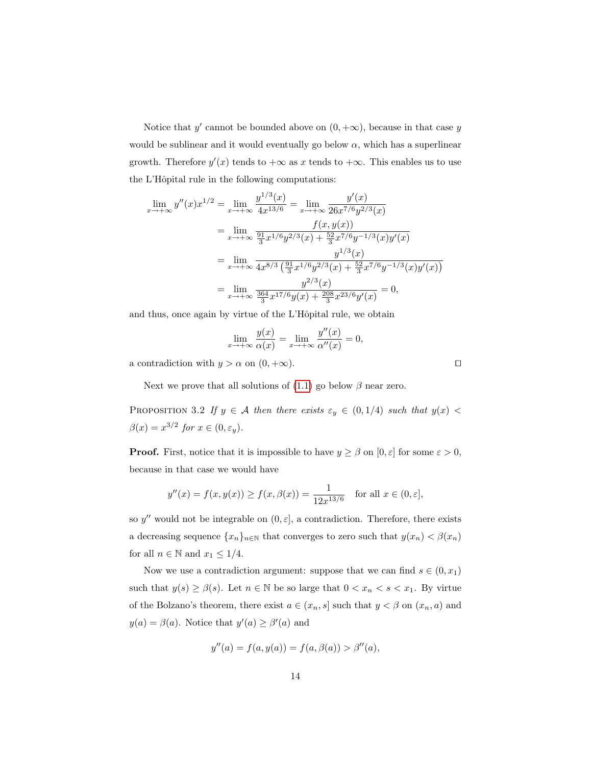Notice that $y'$ cannot be bounded above on $(0,+\infty)$, because in that case $y$ would be sublinear and it would eventually go below $\alpha$, which has a superlinear growth. Therefore $y'(x)$ tends to $+\infty$ as $x$ tends to $+\infty$. This enables us to use the L'Hôpital rule in the following computations:

$$
\begin{aligned}
\lim_{x\to+\infty} y''(x)x^{1/2} &= \lim_{x\to+\infty} \frac{y^{1/3}(x)}{4x^{13/6}} = \lim_{x\to+\infty} \frac{y'(x)}{26x^{7/6}y^{2/3}(x)} \\
&= \lim_{x\to+\infty} \frac{f(x,y(x))}{\frac{91}{3}x^{1/6}y^{2/3}(x) + \frac{52}{3}x^{7/6}y^{-1/3}(x)y'(x)} \\
&= \lim_{x\to+\infty} \frac{y^{1/3}(x)}{4x^{8/3}\left(\frac{91}{3}x^{1/6}y^{2/3}(x) + \frac{52}{3}x^{7/6}y^{-1/3}(x)y'(x)\right)} \\
&= \lim_{x\to+\infty} \frac{y^{2/3}(x)}{\frac{364}{3}x^{17/6}y(x) + \frac{208}{3}x^{23/6}y'(x)} = 0,
\end{aligned}
$$

and thus, once again by virtue of the L'Hôpital rule, we obtain

$$
\lim_{x\to+\infty} \frac{y(x)}{\alpha(x)} = \lim_{x\to+\infty} \frac{y''(x)}{\alpha''(x)} = 0,
$$

a contradiction with $y > \alpha$ on $(0,+\infty)$. □

Next we prove that all solutions of (1.1) go below $\beta$ near zero.

Proposition 3.2 *If $y \in \mathcal{A}$ then there exists $\varepsilon_y \in (0,1/4)$ such that $y(x) < \beta(x) = x^{3/2}$ for $x \in (0,\varepsilon_y)$.*

**Proof.** First, notice that it is impossible to have $y \geq \beta$ on $[0,\varepsilon]$ for some $\varepsilon > 0$, because in that case we would have

$$
y''(x) = f(x,y(x)) \geq f(x,\beta(x)) = \frac{1}{12x^{13/6}} \quad \text{for all } x \in (0,\varepsilon],
$$

so $y''$ would not be integrable on $(0,\varepsilon]$, a contradiction. Therefore, there exists a decreasing sequence $\{x_n\}_{n\in\mathbb{N}}$ that converges to zero such that $y(x_n) < \beta(x_n)$ for all $n \in \mathbb{N}$ and $x_1 \leq 1/4$.

Now we use a contradiction argument: suppose that we can find $s \in (0,x_1)$ such that $y(s) \geq \beta(s)$. Let $n \in \mathbb{N}$ be so large that $0 < x_n < s < x_1$. By virtue of the Bolzano's theorem, there exist $a \in (x_n,s]$ such that $y < \beta$ on $(x_n,a)$ and $y(a) = \beta(a)$. Notice that $y'(a) \geq \beta'(a)$ and

$$
y''(a) = f(a,y(a)) = f(a,\beta(a)) > \beta''(a),
$$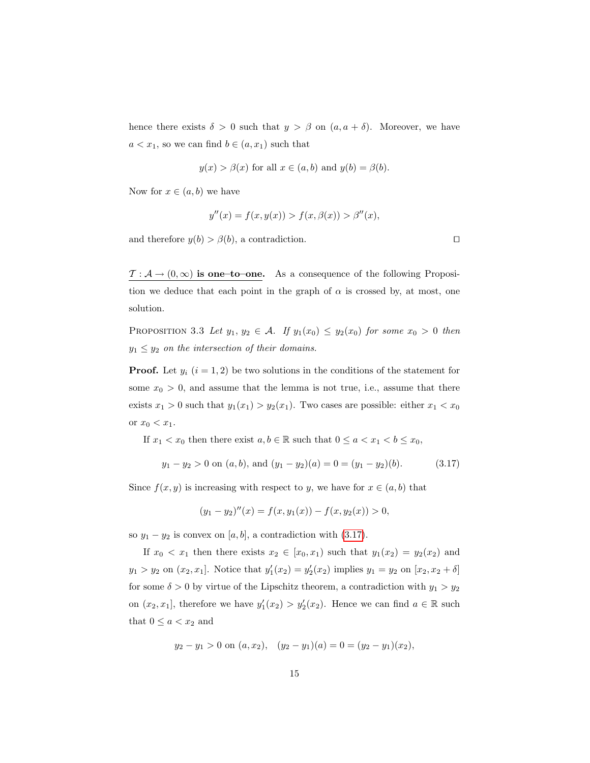hence there exists $\delta > 0$ such that $y > \beta$ on $(a, a+\delta)$. Moreover, we have $a < x_1$, so we can find $b \in (a, x_1)$ such that

$$y(x) > \beta(x) \text{ for all } x \in (a,b) \text{ and } y(b) = \beta(b).$$

Now for $x \in (a,b)$ we have

$$y''(x) = f(x, y(x)) > f(x, \beta(x)) > \beta''(x),$$

and therefore $y(b) > \beta(b)$, a contradiction. $\square$

<u>$\mathcal{T} : \mathcal{A} \to (0, \infty)$ **is one–to–one.**</u> As a consequence of the following Proposition we deduce that each point in the graph of $\alpha$ is crossed by, at most, one solution.

PROPOSITION 3.3 *Let $y_1$, $y_2 \in \mathcal{A}$. If $y_1(x_0) \le y_2(x_0)$ for some $x_0 > 0$ then $y_1 \le y_2$ on the intersection of their domains.*

**Proof.** Let $y_i$ $(i = 1, 2)$ be two solutions in the conditions of the statement for some $x_0 > 0$, and assume that the lemma is not true, i.e., assume that there exists $x_1 > 0$ such that $y_1(x_1) > y_2(x_1)$. Two cases are possible: either $x_1 < x_0$ or $x_0 < x_1$.

If $x_1 < x_0$ then there exist $a, b \in \mathbb{R}$ such that $0 \le a < x_1 < b \le x_0$,

$$y_1 - y_2 > 0 \text{ on } (a,b), \text{ and } (y_1 - y_2)(a) = 0 = (y_1 - y_2)(b). \tag{3.17}$$

Since $f(x, y)$ is increasing with respect to $y$, we have for $x \in (a,b)$ that

$$(y_1 - y_2)''(x) = f(x, y_1(x)) - f(x, y_2(x)) > 0,$$

so $y_1 - y_2$ is convex on $[a, b]$, a contradiction with (3.17).

If $x_0 < x_1$ then there exists $x_2 \in [x_0, x_1)$ such that $y_1(x_2) = y_2(x_2)$ and $y_1 > y_2$ on $(x_2, x_1]$. Notice that $y_1'(x_2) = y_2'(x_2)$ implies $y_1 = y_2$ on $[x_2, x_2 + \delta]$ for some $\delta > 0$ by virtue of the Lipschitz theorem, a contradiction with $y_1 > y_2$ on $(x_2, x_1]$, therefore we have $y_1'(x_2) > y_2'(x_2)$. Hence we can find $a \in \mathbb{R}$ such that $0 \le a < x_2$ and

$$y_2 - y_1 > 0 \text{ on } (a, x_2), \quad (y_2 - y_1)(a) = 0 = (y_2 - y_1)(x_2),$$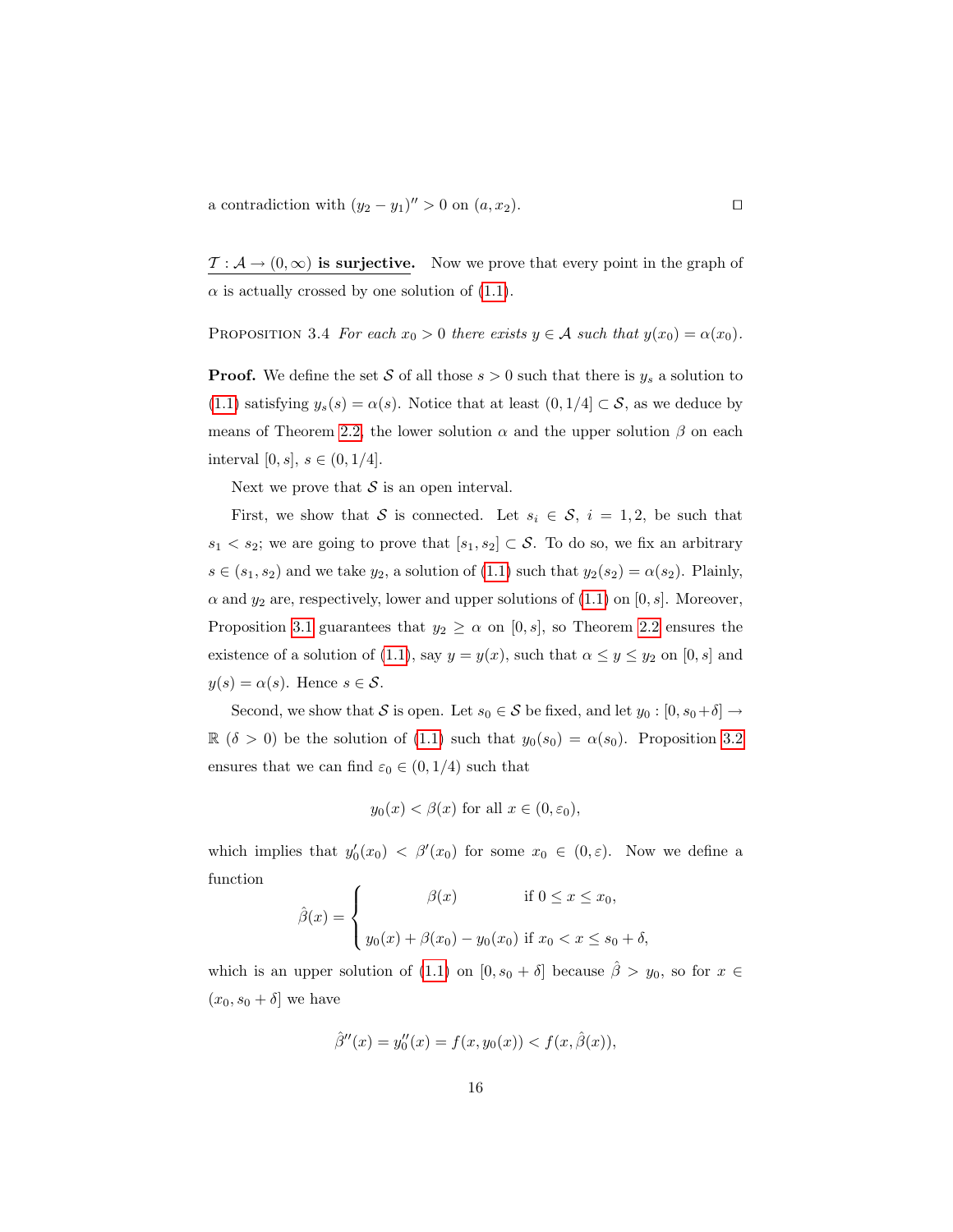a contradiction with $(y_2 - y_1)'' > 0$ on $(a, x_2)$. $\square$

$\underline{\mathcal{T} : \mathcal{A} \to (0, \infty)}$ **is surjective.** Now we prove that every point in the graph of $\alpha$ is actually crossed by one solution of (1.1).

PROPOSITION 3.4 *For each $x_0 > 0$ there exists $y \in \mathcal{A}$ such that $y(x_0) = \alpha(x_0)$.*

**Proof.** We define the set $\mathcal{S}$ of all those $s > 0$ such that there is $y_s$ a solution to (1.1) satisfying $y_s(s) = \alpha(s)$. Notice that at least $(0, 1/4] \subset \mathcal{S}$, as we deduce by means of Theorem 2.2, the lower solution $\alpha$ and the upper solution $\beta$ on each interval $[0, s]$, $s \in (0, 1/4]$.

Next we prove that $\mathcal{S}$ is an open interval.

First, we show that $\mathcal{S}$ is connected. Let $s_i \in \mathcal{S}$, $i = 1, 2$, be such that $s_1 < s_2$; we are going to prove that $[s_1, s_2] \subset \mathcal{S}$. To do so, we fix an arbitrary $s \in (s_1, s_2)$ and we take $y_2$, a solution of (1.1) such that $y_2(s_2) = \alpha(s_2)$. Plainly, $\alpha$ and $y_2$ are, respectively, lower and upper solutions of (1.1) on $[0, s]$. Moreover, Proposition 3.1 guarantees that $y_2 \geq \alpha$ on $[0, s]$, so Theorem 2.2 ensures the existence of a solution of (1.1), say $y = y(x)$, such that $\alpha \leq y \leq y_2$ on $[0, s]$ and $y(s) = \alpha(s)$. Hence $s \in \mathcal{S}$.

Second, we show that $\mathcal{S}$ is open. Let $s_0 \in \mathcal{S}$ be fixed, and let $y_0 : [0, s_0 + \delta] \to \mathbb{R}$ ($\delta > 0$) be the solution of (1.1) such that $y_0(s_0) = \alpha(s_0)$. Proposition 3.2 ensures that we can find $\varepsilon_0 \in (0, 1/4)$ such that

$$y_0(x) < \beta(x) \text{ for all } x \in (0, \varepsilon_0),$$

which implies that $y_0'(x_0) < \beta'(x_0)$ for some $x_0 \in (0, \varepsilon)$. Now we define a function

$$\hat{\beta}(x) = \begin{cases} \beta(x) & \text{if } 0 \leq x \leq x_0, \\ y_0(x) + \beta(x_0) - y_0(x_0) & \text{if } x_0 < x \leq s_0 + \delta, \end{cases}$$

which is an upper solution of (1.1) on $[0, s_0 + \delta]$ because $\hat{\beta} > y_0$, so for $x \in (x_0, s_0 + \delta]$ we have

$$\hat{\beta}''(x) = y_0''(x) = f(x, y_0(x)) < f(x, \hat{\beta}(x)),$$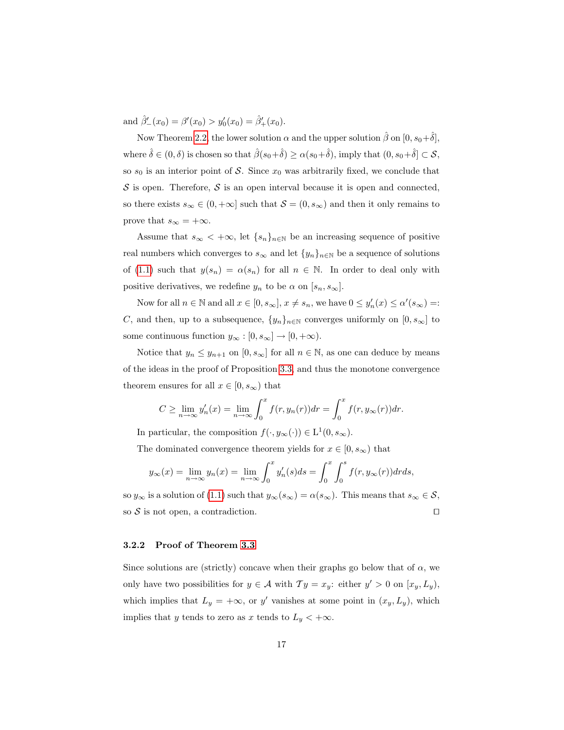and $\hat{\beta}'_-(x_0) = \beta'(x_0) > y_0'(x_0) = \hat{\beta}'_+(x_0)$.

Now Theorem 2.2, the lower solution $\alpha$ and the upper solution $\hat{\beta}$ on $[0, s_0+\hat{\delta}]$, where $\hat{\delta} \in (0, \delta)$ is chosen so that $\hat{\beta}(s_0+\hat{\delta}) \geq \alpha(s_0+\hat{\delta})$, imply that $(0, s_0+\hat{\delta}] \subset \mathcal{S}$, so $s_0$ is an interior point of $\mathcal{S}$. Since $x_0$ was arbitrarily fixed, we conclude that $\mathcal{S}$ is open. Therefore, $\mathcal{S}$ is an open interval because it is open and connected, so there exists $s_\infty \in (0, +\infty]$ such that $\mathcal{S} = (0, s_\infty)$ and then it only remains to prove that $s_\infty = +\infty$.

Assume that $s_\infty < +\infty$, let $\{s_n\}_{n\in\mathbb{N}}$ be an increasing sequence of positive real numbers which converges to $s_\infty$ and let $\{y_n\}_{n\in\mathbb{N}}$ be a sequence of solutions of (1.1) such that $y(s_n) = \alpha(s_n)$ for all $n \in \mathbb{N}$. In order to deal only with positive derivatives, we redefine $y_n$ to be $\alpha$ on $[s_n, s_\infty]$.

Now for all $n \in \mathbb{N}$ and all $x \in [0, s_\infty]$, $x \neq s_n$, we have $0 \leq y_n'(x) \leq \alpha'(s_\infty) =: C$, and then, up to a subsequence, $\{y_n\}_{n\in\mathbb{N}}$ converges uniformly on $[0, s_\infty]$ to some continuous function $y_\infty : [0, s_\infty] \to [0, +\infty)$.

Notice that $y_n \leq y_{n+1}$ on $[0, s_\infty]$ for all $n \in \mathbb{N}$, as one can deduce by means of the ideas in the proof of Proposition 3.3, and thus the monotone convergence theorem ensures for all $x \in [0, s_\infty)$ that

$$C \geq \lim_{n\to\infty} y_n'(x) = \lim_{n\to\infty} \int_0^x f(r, y_n(r))dr = \int_0^x f(r, y_\infty(r))dr.$$

In particular, the composition $f(\cdot, y_\infty(\cdot)) \in \mathrm{L}^1(0, s_\infty)$.

The dominated convergence theorem yields for $x \in [0, s_\infty)$ that

$$y_\infty(x) = \lim_{n\to\infty} y_n(x) = \lim_{n\to\infty} \int_0^x y_n'(s)ds = \int_0^x \int_0^s f(r, y_\infty(r))drds,$$

so $y_\infty$ is a solution of (1.1) such that $y_\infty(s_\infty) = \alpha(s_\infty)$. This means that $s_\infty \in \mathcal{S}$, so $\mathcal{S}$ is not open, a contradiction. $\square$

#### 3.2.2 Proof of Theorem 3.3

Since solutions are (strictly) concave when their graphs go below that of $\alpha$, we only have two possibilities for $y \in \mathcal{A}$ with $\mathcal{T}y = x_y$: either $y' > 0$ on $[x_y, L_y)$, which implies that $L_y = +\infty$, or $y'$ vanishes at some point in $(x_y, L_y)$, which implies that $y$ tends to zero as $x$ tends to $L_y < +\infty$.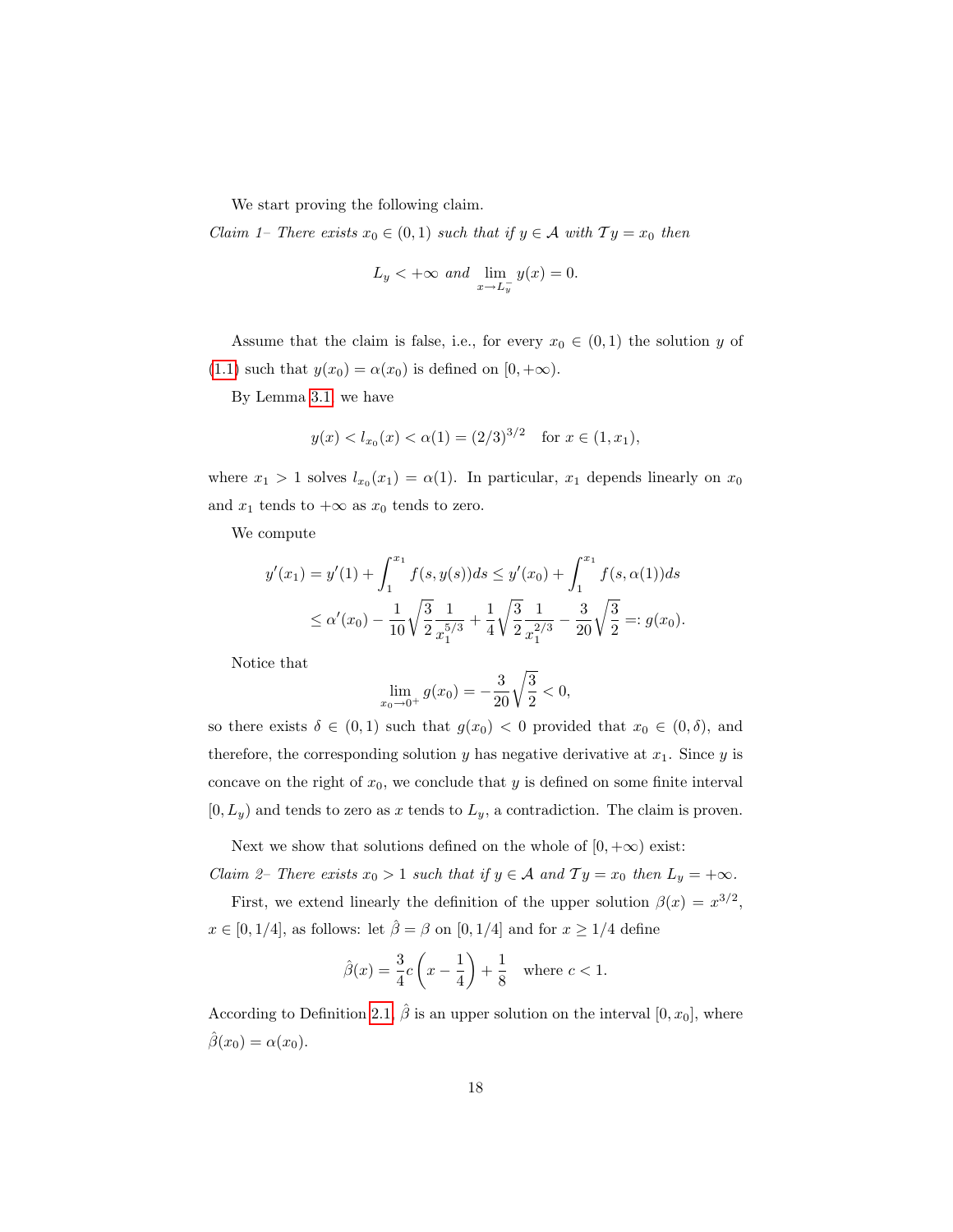We start proving the following claim.

*Claim 1– There exists $x_0 \in (0,1)$ such that if $y \in \mathcal{A}$ with $\mathcal{T}y = x_0$ then*

$$L_y < +\infty \text{ and } \lim_{x \to L_y^-} y(x) = 0.$$

Assume that the claim is false, i.e., for every $x_0 \in (0,1)$ the solution $y$ of (1.1) such that $y(x_0) = \alpha(x_0)$ is defined on $[0, +\infty)$.

By Lemma 3.1 we have

$$y(x) < l_{x_0}(x) < \alpha(1) = (2/3)^{3/2} \quad \text{for } x \in (1, x_1),$$

where $x_1 > 1$ solves $l_{x_0}(x_1) = \alpha(1)$. In particular, $x_1$ depends linearly on $x_0$ and $x_1$ tends to $+\infty$ as $x_0$ tends to zero.

We compute

$$\begin{aligned} y'(x_1) &= y'(1) + \int_1^{x_1} f(s, y(s))ds \le y'(x_0) + \int_1^{x_1} f(s, \alpha(1))ds \\ &\le \alpha'(x_0) - \frac{1}{10}\sqrt{\frac{3}{2}}\frac{1}{x_1^{5/3}} + \frac{1}{4}\sqrt{\frac{3}{2}}\frac{1}{x_1^{2/3}} - \frac{3}{20}\sqrt{\frac{3}{2}} =: g(x_0). \end{aligned}$$

Notice that

$$\lim_{x_0 \to 0^+} g(x_0) = -\frac{3}{20}\sqrt{\frac{3}{2}} < 0,$$

so there exists $\delta \in (0,1)$ such that $g(x_0) < 0$ provided that $x_0 \in (0, \delta)$, and therefore, the corresponding solution $y$ has negative derivative at $x_1$. Since $y$ is concave on the right of $x_0$, we conclude that $y$ is defined on some finite interval $[0, L_y)$ and tends to zero as $x$ tends to $L_y$, a contradiction. The claim is proven.

Next we show that solutions defined on the whole of $[0, +\infty)$ exist:

*Claim 2– There exists $x_0 > 1$ such that if $y \in \mathcal{A}$ and $\mathcal{T}y = x_0$ then $L_y = +\infty$.*

First, we extend linearly the definition of the upper solution $\beta(x) = x^{3/2}$, $x \in [0, 1/4]$, as follows: let $\hat{\beta} = \beta$ on $[0, 1/4]$ and for $x \ge 1/4$ define

$$\hat{\beta}(x) = \frac{3}{4}c\left(x - \frac{1}{4}\right) + \frac{1}{8} \quad \text{where } c < 1.$$

According to Definition 2.1, $\hat{\beta}$ is an upper solution on the interval $[0, x_0]$, where $\hat{\beta}(x_0) = \alpha(x_0)$.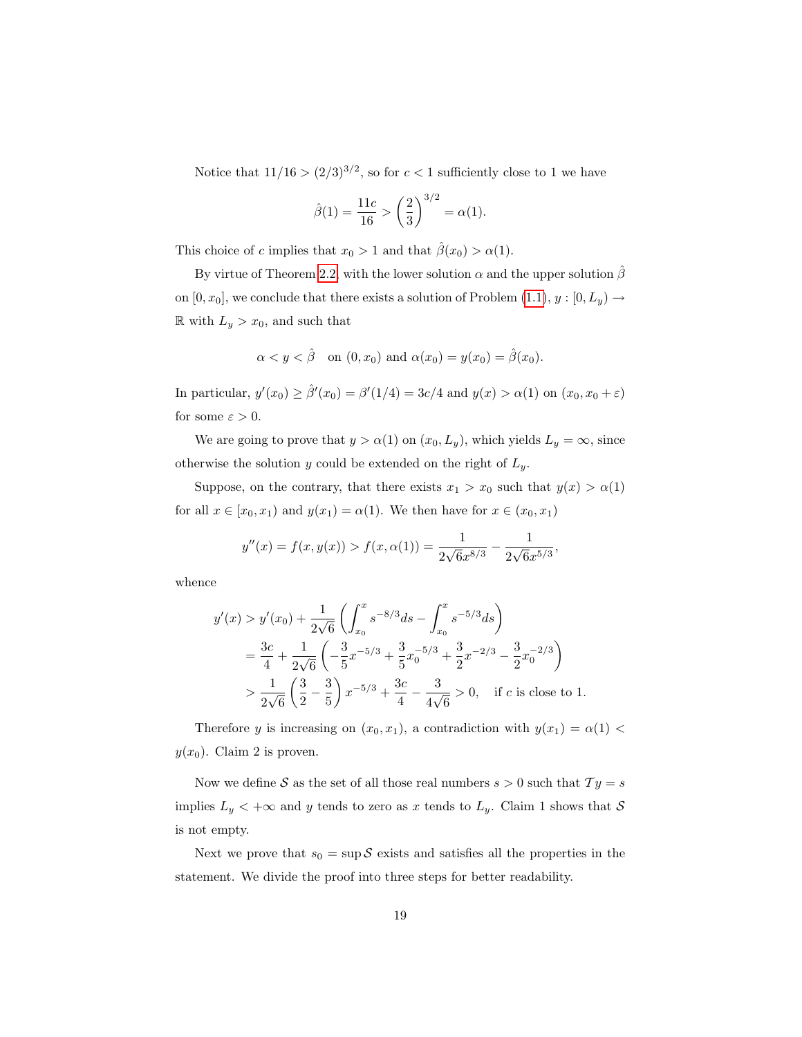Notice that $11/16 > (2/3)^{3/2}$, so for $c < 1$ sufficiently close to 1 we have

$$\hat{\beta}(1) = \frac{11c}{16} > \left(\frac{2}{3}\right)^{3/2} = \alpha(1).$$

This choice of $c$ implies that $x_0 > 1$ and that $\hat{\beta}(x_0) > \alpha(1)$.

By virtue of Theorem 2.2, with the lower solution $\alpha$ and the upper solution $\hat{\beta}$ on $[0, x_0]$, we conclude that there exists a solution of Problem (1.1), $y : [0, L_y) \to \mathbb{R}$ with $L_y > x_0$, and such that

$$\alpha < y < \hat{\beta} \quad \text{on } (0, x_0) \text{ and } \alpha(x_0) = y(x_0) = \hat{\beta}(x_0).$$

In particular, $y'(x_0) \geq \hat{\beta}'(x_0) = \beta'(1/4) = 3c/4$ and $y(x) > \alpha(1)$ on $(x_0, x_0 + \varepsilon)$ for some $\varepsilon > 0$.

We are going to prove that $y > \alpha(1)$ on $(x_0, L_y)$, which yields $L_y = \infty$, since otherwise the solution $y$ could be extended on the right of $L_y$.

Suppose, on the contrary, that there exists $x_1 > x_0$ such that $y(x) > \alpha(1)$ for all $x \in [x_0, x_1)$ and $y(x_1) = \alpha(1)$. We then have for $x \in (x_0, x_1)$

$$y''(x) = f(x, y(x)) > f(x, \alpha(1)) = \frac{1}{2\sqrt{6}x^{8/3}} - \frac{1}{2\sqrt{6}x^{5/3}},$$

whence

$$\begin{aligned}
y'(x) &> y'(x_0) + \frac{1}{2\sqrt{6}}\left(\int_{x_0}^{x} s^{-8/3} ds - \int_{x_0}^{x} s^{-5/3} ds\right) \\
&= \frac{3c}{4} + \frac{1}{2\sqrt{6}}\left(-\frac{3}{5}x^{-5/3} + \frac{3}{5}x_0^{-5/3} + \frac{3}{2}x^{-2/3} - \frac{3}{2}x_0^{-2/3}\right) \\
&> \frac{1}{2\sqrt{6}}\left(\frac{3}{2} - \frac{3}{5}\right)x^{-5/3} + \frac{3c}{4} - \frac{3}{4\sqrt{6}} > 0, \quad \text{if } c \text{ is close to 1.}
\end{aligned}$$

Therefore $y$ is increasing on $(x_0, x_1)$, a contradiction with $y(x_1) = \alpha(1) < y(x_0)$. Claim 2 is proven.

Now we define $\mathcal{S}$ as the set of all those real numbers $s > 0$ such that $\mathcal{T}y = s$ implies $L_y < +\infty$ and $y$ tends to zero as $x$ tends to $L_y$. Claim 1 shows that $\mathcal{S}$ is not empty.

Next we prove that $s_0 = \sup \mathcal{S}$ exists and satisfies all the properties in the statement. We divide the proof into three steps for better readability.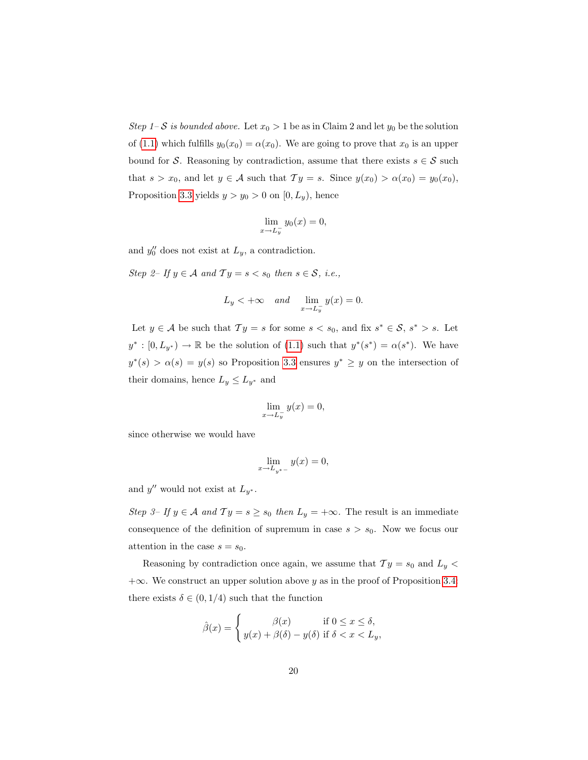*Step 1– $\mathcal{S}$ is bounded above.* Let $x_0 > 1$ be as in Claim 2 and let $y_0$ be the solution of (1.1) which fulfills $y_0(x_0) = \alpha(x_0)$. We are going to prove that $x_0$ is an upper bound for $\mathcal{S}$. Reasoning by contradiction, assume that there exists $s \in \mathcal{S}$ such that $s > x_0$, and let $y \in \mathcal{A}$ such that $\mathcal{T}y = s$. Since $y(x_0) > \alpha(x_0) = y_0(x_0)$, Proposition 3.3 yields $y > y_0 > 0$ on $[0, L_y)$, hence

$$\lim_{x \to L_y^-} y_0(x) = 0,$$

and $y_0''$ does not exist at $L_y$, a contradiction.

*Step 2– If $y \in \mathcal{A}$ and $\mathcal{T}y = s < s_0$ then $s \in \mathcal{S}$, i.e.,*

$$L_y < +\infty \quad \textit{and} \quad \lim_{x \to L_y^-} y(x) = 0.$$

Let $y \in \mathcal{A}$ be such that $\mathcal{T}y = s$ for some $s < s_0$, and fix $s^* \in \mathcal{S}$, $s^* > s$. Let $y^* : [0, L_{y^*}) \to \mathbb{R}$ be the solution of (1.1) such that $y^*(s^*) = \alpha(s^*)$. We have $y^*(s) > \alpha(s) = y(s)$ so Proposition 3.3 ensures $y^* \geq y$ on the intersection of their domains, hence $L_y \leq L_{y^*}$ and

$$\lim_{x \to L_y^-} y(x) = 0,$$

since otherwise we would have

$$\lim_{x \to L_{y^*}-} y(x) = 0,$$

and $y''$ would not exist at $L_{y^*}$.

*Step 3– If $y \in \mathcal{A}$ and $\mathcal{T}y = s \geq s_0$ then $L_y = +\infty$.* The result is an immediate consequence of the definition of supremum in case $s > s_0$. Now we focus our attention in the case $s = s_0$.

Reasoning by contradiction once again, we assume that $\mathcal{T}y = s_0$ and $L_y < +\infty$. We construct an upper solution above $y$ as in the proof of Proposition 3.4: there exists $\delta \in (0, 1/4)$ such that the function

$$\hat{\beta}(x) = \begin{cases} \beta(x) & \text{if } 0 \leq x \leq \delta, \\ y(x) + \beta(\delta) - y(\delta) & \text{if } \delta < x < L_y, \end{cases}$$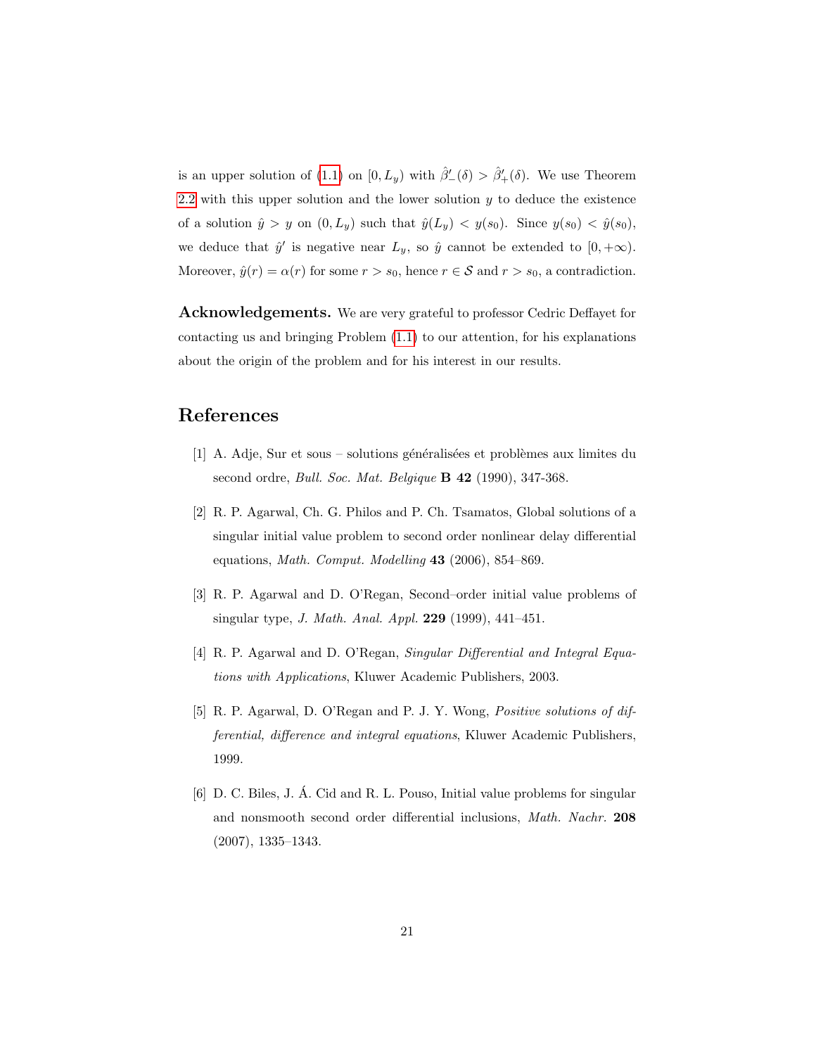is an upper solution of (1.1) on $[0, L_y)$ with $\hat{\beta}'_-(\delta) > \hat{\beta}'_+(\delta)$. We use Theorem 2.2 with this upper solution and the lower solution $y$ to deduce the existence of a solution $\hat{y} > y$ on $(0, L_y)$ such that $\hat{y}(L_y) < y(s_0)$. Since $y(s_0) < \hat{y}(s_0)$, we deduce that $\hat{y}'$ is negative near $L_y$, so $\hat{y}$ cannot be extended to $[0, +\infty)$. Moreover, $\hat{y}(r) = \alpha(r)$ for some $r > s_0$, hence $r \in \mathcal{S}$ and $r > s_0$, a contradiction.

**Acknowledgements.** We are very grateful to professor Cedric Deffayet for contacting us and bringing Problem (1.1) to our attention, for his explanations about the origin of the problem and for his interest in our results.

# References

[1] A. Adje, Sur et sous – solutions généralisées et problèmes aux limites du second ordre, *Bull. Soc. Mat. Belgique* **B 42** (1990), 347-368.

[2] R. P. Agarwal, Ch. G. Philos and P. Ch. Tsamatos, Global solutions of a singular initial value problem to second order nonlinear delay differential equations, *Math. Comput. Modelling* **43** (2006), 854–869.

[3] R. P. Agarwal and D. O'Regan, Second–order initial value problems of singular type, *J. Math. Anal. Appl.* **229** (1999), 441–451.

[4] R. P. Agarwal and D. O'Regan, *Singular Differential and Integral Equations with Applications*, Kluwer Academic Publishers, 2003.

[5] R. P. Agarwal, D. O'Regan and P. J. Y. Wong, *Positive solutions of differential, difference and integral equations*, Kluwer Academic Publishers, 1999.

[6] D. C. Biles, J. Á. Cid and R. L. Pouso, Initial value problems for singular and nonsmooth second order differential inclusions, *Math. Nachr.* **208** (2007), 1335–1343.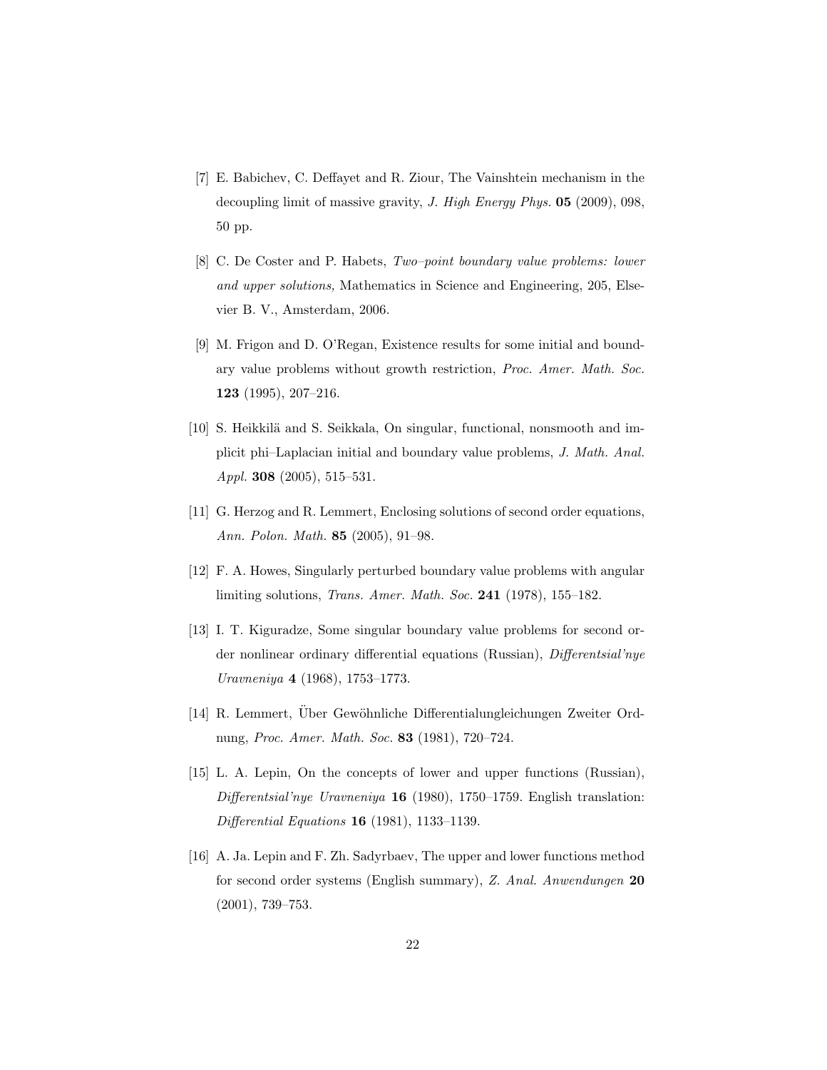[7] E. Babichev, C. Deffayet and R. Ziour, The Vainshtein mechanism in the decoupling limit of massive gravity, *J. High Energy Phys.* **05** (2009), 098, 50 pp.

[8] C. De Coster and P. Habets, *Two–point boundary value problems: lower and upper solutions*, Mathematics in Science and Engineering, 205, Elsevier B. V., Amsterdam, 2006.

[9] M. Frigon and D. O'Regan, Existence results for some initial and boundary value problems without growth restriction, *Proc. Amer. Math. Soc.* **123** (1995), 207–216.

[10] S. Heikkilä and S. Seikkala, On singular, functional, nonsmooth and implicit phi–Laplacian initial and boundary value problems, *J. Math. Anal. Appl.* **308** (2005), 515–531.

[11] G. Herzog and R. Lemmert, Enclosing solutions of second order equations, *Ann. Polon. Math.* **85** (2005), 91–98.

[12] F. A. Howes, Singularly perturbed boundary value problems with angular limiting solutions, *Trans. Amer. Math. Soc.* **241** (1978), 155–182.

[13] I. T. Kiguradze, Some singular boundary value problems for second order nonlinear ordinary differential equations (Russian), *Differentsial'nye Uravneniya* **4** (1968), 1753–1773.

[14] R. Lemmert, Über Gewöhnliche Differentialungleichungen Zweiter Ordnung, *Proc. Amer. Math. Soc.* **83** (1981), 720–724.

[15] L. A. Lepin, On the concepts of lower and upper functions (Russian), *Differentsial'nye Uravneniya* **16** (1980), 1750–1759. English translation: *Differential Equations* **16** (1981), 1133–1139.

[16] A. Ja. Lepin and F. Zh. Sadyrbaev, The upper and lower functions method for second order systems (English summary), *Z. Anal. Anwendungen* **20** (2001), 739–753.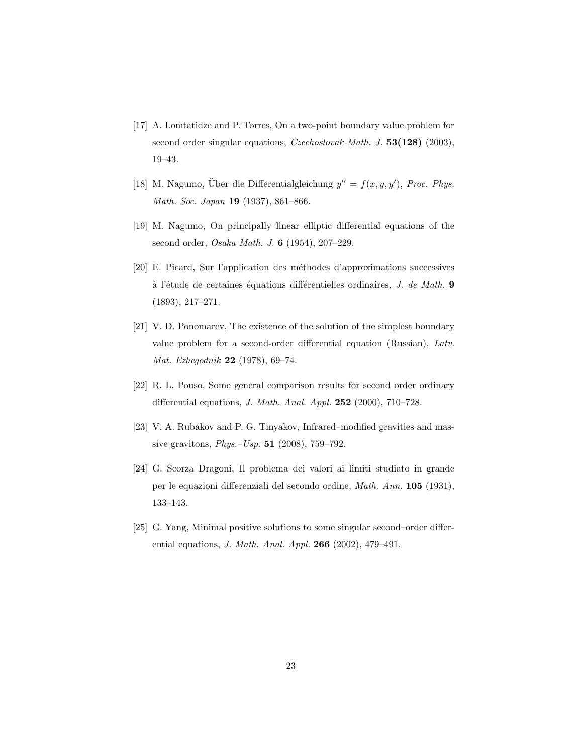[17] A. Lomtatidze and P. Torres, On a two-point boundary value problem for second order singular equations, *Czechoslovak Math. J.* **53(128)** (2003), 19–43.

[18] M. Nagumo, Über die Differentialgleichung $y'' = f(x, y, y')$, *Proc. Phys. Math. Soc. Japan* **19** (1937), 861–866.

[19] M. Nagumo, On principally linear elliptic differential equations of the second order, *Osaka Math. J.* **6** (1954), 207–229.

[20] E. Picard, Sur l'application des méthodes d'approximations successives à l'étude de certaines équations différentielles ordinaires, *J. de Math.* **9** (1893), 217–271.

[21] V. D. Ponomarev, The existence of the solution of the simplest boundary value problem for a second-order differential equation (Russian), *Latv. Mat. Ezhegodnik* **22** (1978), 69–74.

[22] R. L. Pouso, Some general comparison results for second order ordinary differential equations, *J. Math. Anal. Appl.* **252** (2000), 710–728.

[23] V. A. Rubakov and P. G. Tinyakov, Infrared–modified gravities and massive gravitons, *Phys.–Usp.* **51** (2008), 759–792.

[24] G. Scorza Dragoni, Il problema dei valori ai limiti studiato in grande per le equazioni differenziali del secondo ordine, *Math. Ann.* **105** (1931), 133–143.

[25] G. Yang, Minimal positive solutions to some singular second–order differential equations, *J. Math. Anal. Appl.* **266** (2002), 479–491.